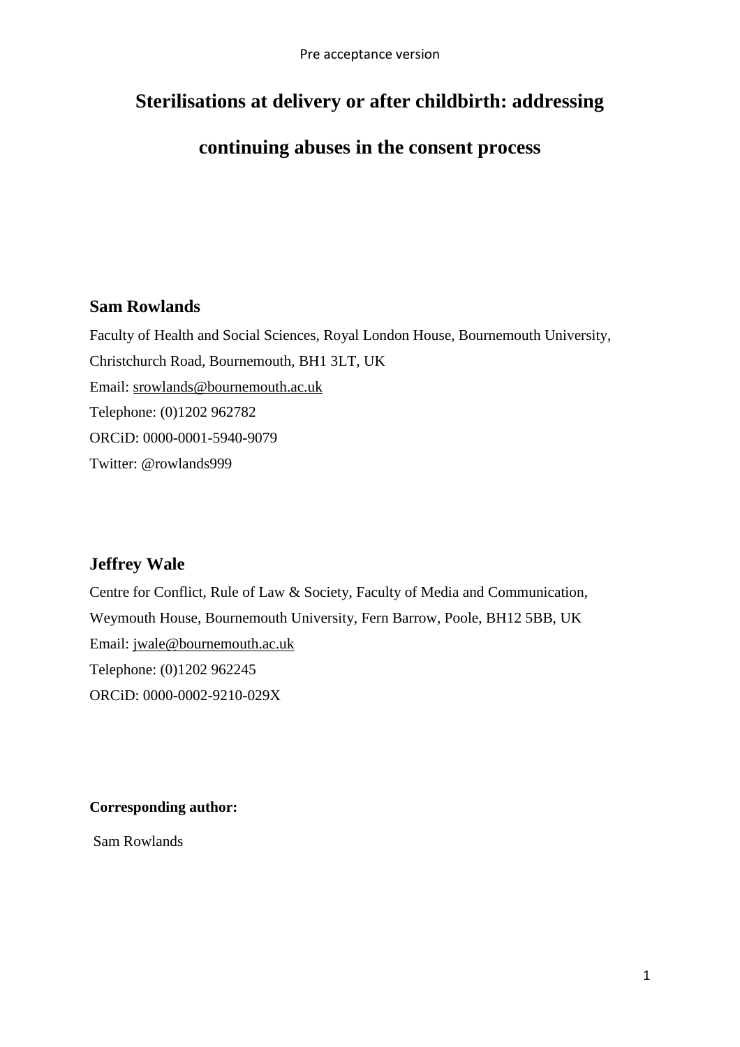Pre acceptance version

# Sterilisations at delivery or after childbirth: addressing continuing abuses in the consent process

## Sam Rowlands

Faculty of Health and Social Sciences, Royal London House, Bournemouth University, Christchurch Road, Bournemouth, BH1 3LT, UK

Email: srowlands@bournemouth.ac.uk

Telephone: (0)1202 962782

ORCiD: 0000-0001-5940-9079

Twitter: @rowlands999

## Jeffrey Wale

Centre for Conflict, Rule of Law & Society, Faculty of Media and Communication, Weymouth House, Bournemouth University, Fern Barrow, Poole, BH12 5BB, UK

Email: jwale@bournemouth.ac.uk

Telephone: (0)1202 962245

ORCiD: 0000-0002-9210-029X

**Corresponding author:**

Sam Rowlands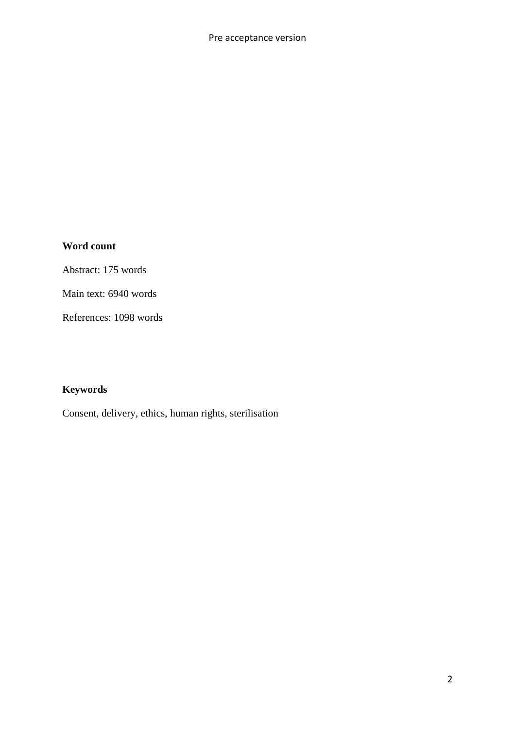**Word count**

Abstract: 175 words

Main text: 6940 words

References: 1098 words

**Keywords**

Consent, delivery, ethics, human rights, sterilisation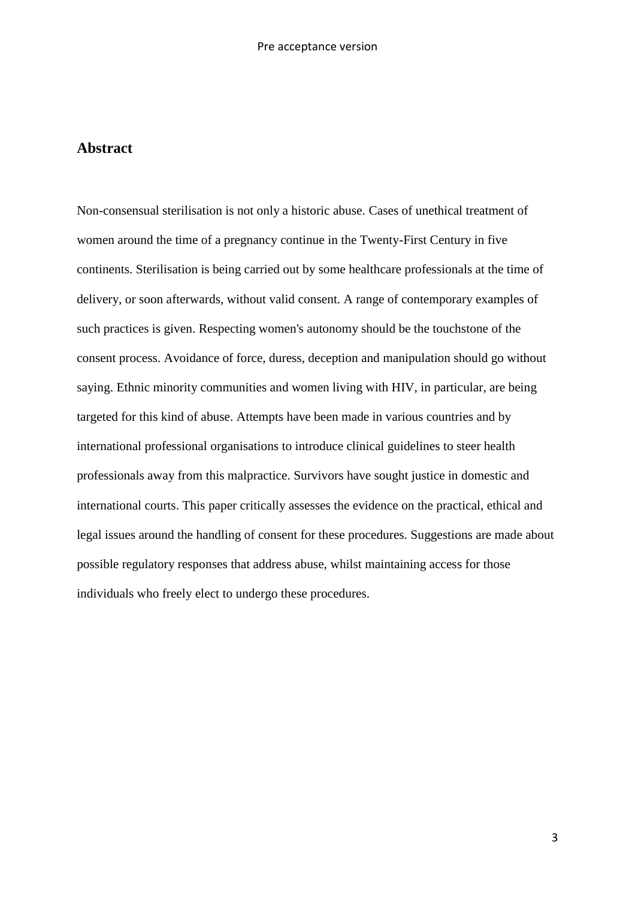## Abstract

Non-consensual sterilisation is not only a historic abuse. Cases of unethical treatment of women around the time of a pregnancy continue in the Twenty-First Century in five continents. Sterilisation is being carried out by some healthcare professionals at the time of delivery, or soon afterwards, without valid consent. A range of contemporary examples of such practices is given. Respecting women's autonomy should be the touchstone of the consent process. Avoidance of force, duress, deception and manipulation should go without saying. Ethnic minority communities and women living with HIV, in particular, are being targeted for this kind of abuse. Attempts have been made in various countries and by international professional organisations to introduce clinical guidelines to steer health professionals away from this malpractice. Survivors have sought justice in domestic and international courts. This paper critically assesses the evidence on the practical, ethical and legal issues around the handling of consent for these procedures. Suggestions are made about possible regulatory responses that address abuse, whilst maintaining access for those individuals who freely elect to undergo these procedures.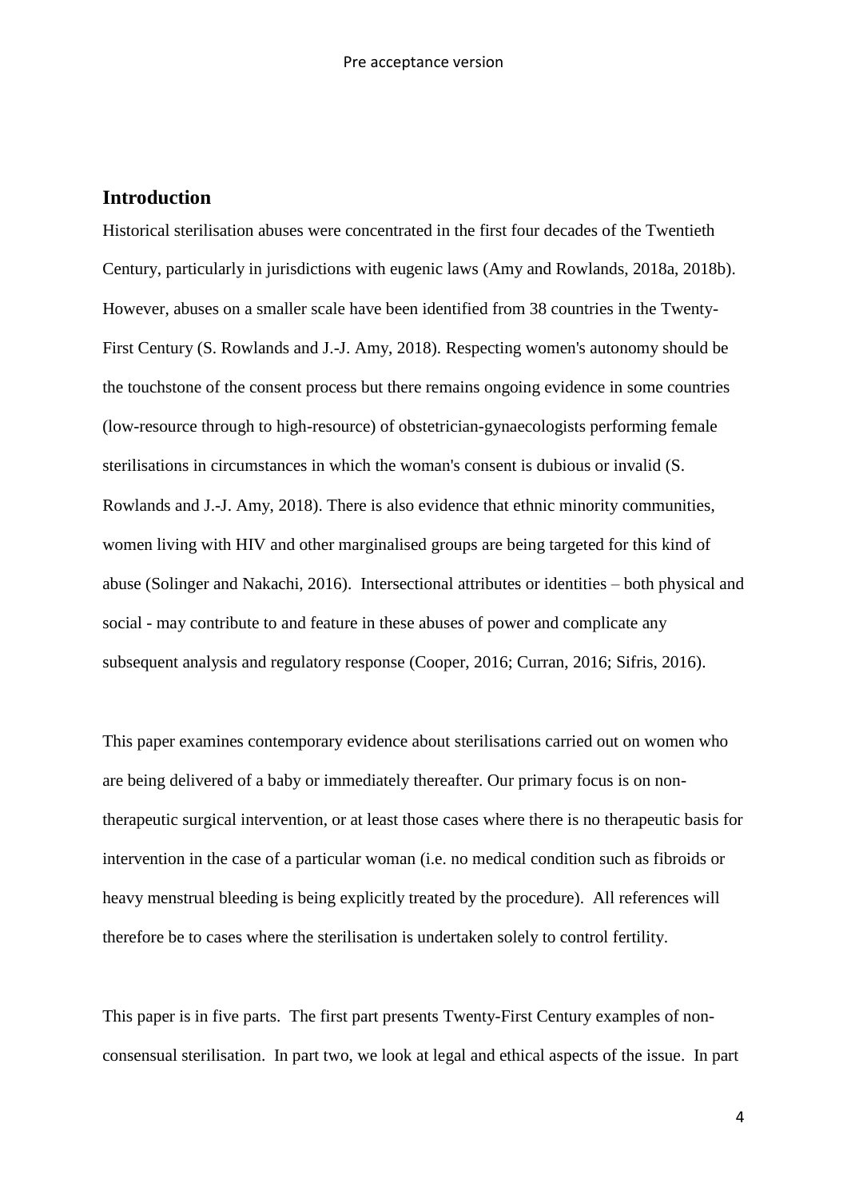## Introduction

Historical sterilisation abuses were concentrated in the first four decades of the Twentieth Century, particularly in jurisdictions with eugenic laws (Amy and Rowlands, 2018a, 2018b). However, abuses on a smaller scale have been identified from 38 countries in the Twenty-First Century (S. Rowlands and J.-J. Amy, 2018). Respecting women's autonomy should be the touchstone of the consent process but there remains ongoing evidence in some countries (low-resource through to high-resource) of obstetrician-gynaecologists performing female sterilisations in circumstances in which the woman's consent is dubious or invalid (S. Rowlands and J.-J. Amy, 2018). There is also evidence that ethnic minority communities, women living with HIV and other marginalised groups are being targeted for this kind of abuse (Solinger and Nakachi, 2016). Intersectional attributes or identities – both physical and social - may contribute to and feature in these abuses of power and complicate any subsequent analysis and regulatory response (Cooper, 2016; Curran, 2016; Sifris, 2016).

This paper examines contemporary evidence about sterilisations carried out on women who are being delivered of a baby or immediately thereafter. Our primary focus is on non-therapeutic surgical intervention, or at least those cases where there is no therapeutic basis for intervention in the case of a particular woman (i.e. no medical condition such as fibroids or heavy menstrual bleeding is being explicitly treated by the procedure). All references will therefore be to cases where the sterilisation is undertaken solely to control fertility.

This paper is in five parts. The first part presents Twenty-First Century examples of non-consensual sterilisation. In part two, we look at legal and ethical aspects of the issue. In part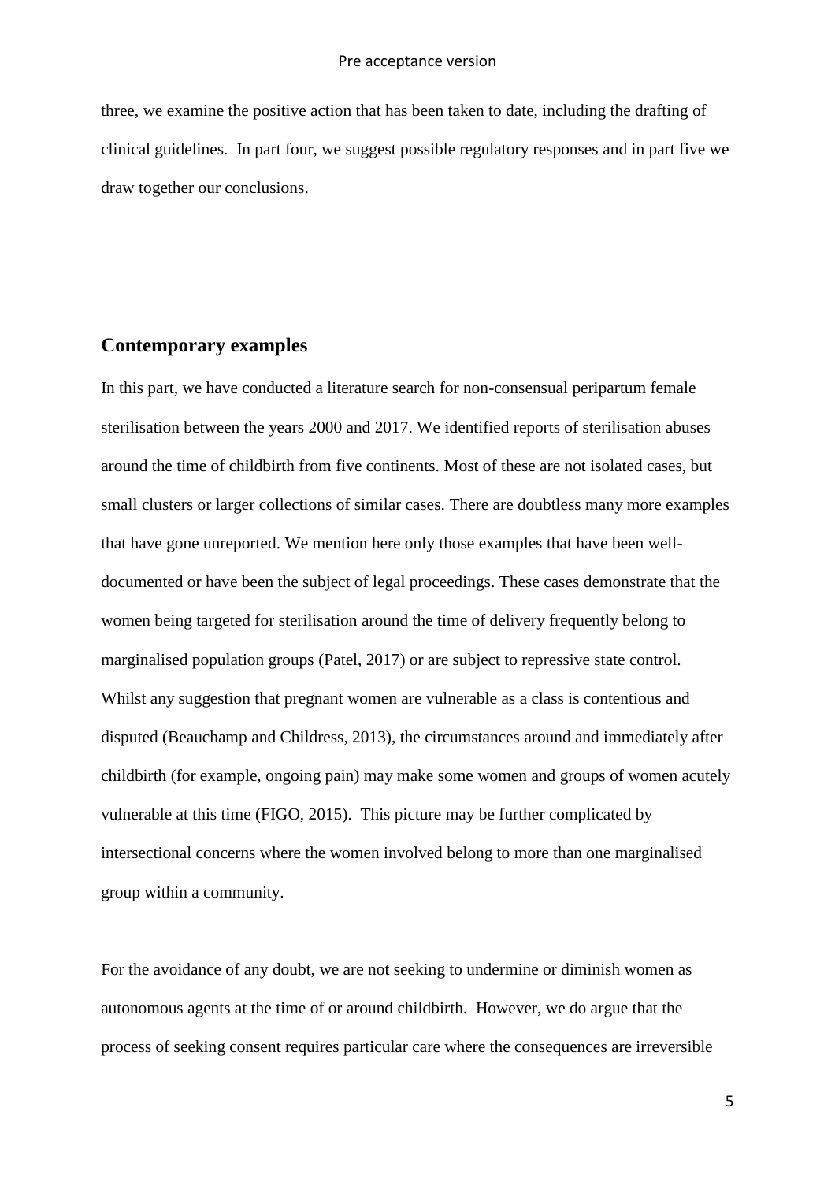three, we examine the positive action that has been taken to date, including the drafting of clinical guidelines. In part four, we suggest possible regulatory responses and in part five we draw together our conclusions.

## Contemporary examples

In this part, we have conducted a literature search for non-consensual peripartum female sterilisation between the years 2000 and 2017. We identified reports of sterilisation abuses around the time of childbirth from five continents. Most of these are not isolated cases, but small clusters or larger collections of similar cases. There are doubtless many more examples that have gone unreported. We mention here only those examples that have been well-documented or have been the subject of legal proceedings. These cases demonstrate that the women being targeted for sterilisation around the time of delivery frequently belong to marginalised population groups (Patel, 2017) or are subject to repressive state control. Whilst any suggestion that pregnant women are vulnerable as a class is contentious and disputed (Beauchamp and Childress, 2013), the circumstances around and immediately after childbirth (for example, ongoing pain) may make some women and groups of women acutely vulnerable at this time (FIGO, 2015). This picture may be further complicated by intersectional concerns where the women involved belong to more than one marginalised group within a community.

For the avoidance of any doubt, we are not seeking to undermine or diminish women as autonomous agents at the time of or around childbirth. However, we do argue that the process of seeking consent requires particular care where the consequences are irreversible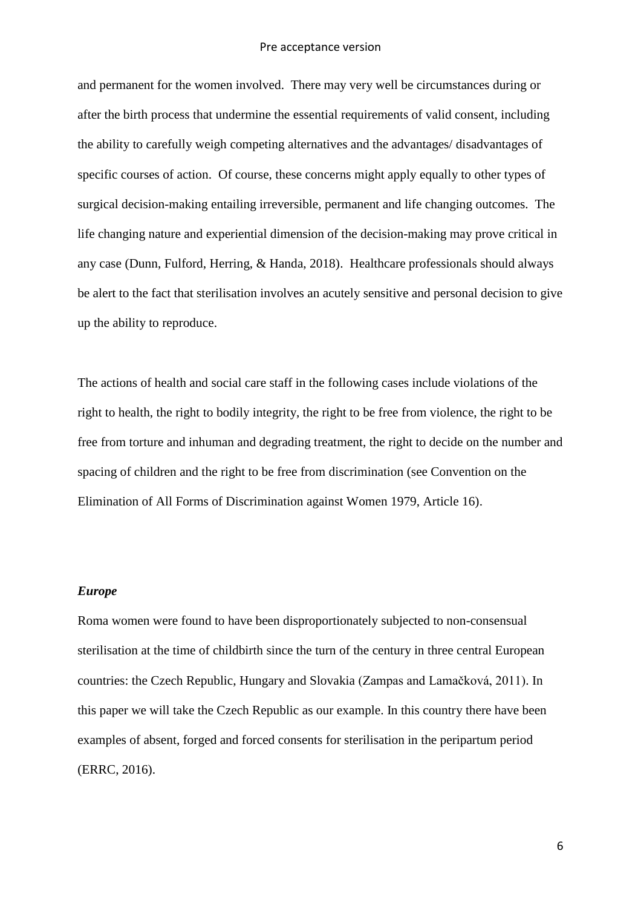and permanent for the women involved. There may very well be circumstances during or after the birth process that undermine the essential requirements of valid consent, including the ability to carefully weigh competing alternatives and the advantages/ disadvantages of specific courses of action. Of course, these concerns might apply equally to other types of surgical decision-making entailing irreversible, permanent and life changing outcomes. The life changing nature and experiential dimension of the decision-making may prove critical in any case (Dunn, Fulford, Herring, & Handa, 2018). Healthcare professionals should always be alert to the fact that sterilisation involves an acutely sensitive and personal decision to give up the ability to reproduce.

The actions of health and social care staff in the following cases include violations of the right to health, the right to bodily integrity, the right to be free from violence, the right to be free from torture and inhuman and degrading treatment, the right to decide on the number and spacing of children and the right to be free from discrimination (see Convention on the Elimination of All Forms of Discrimination against Women 1979, Article 16).

### *Europe*

Roma women were found to have been disproportionately subjected to non-consensual sterilisation at the time of childbirth since the turn of the century in three central European countries: the Czech Republic, Hungary and Slovakia (Zampas and Lamačková, 2011). In this paper we will take the Czech Republic as our example. In this country there have been examples of absent, forged and forced consents for sterilisation in the peripartum period (ERRC, 2016).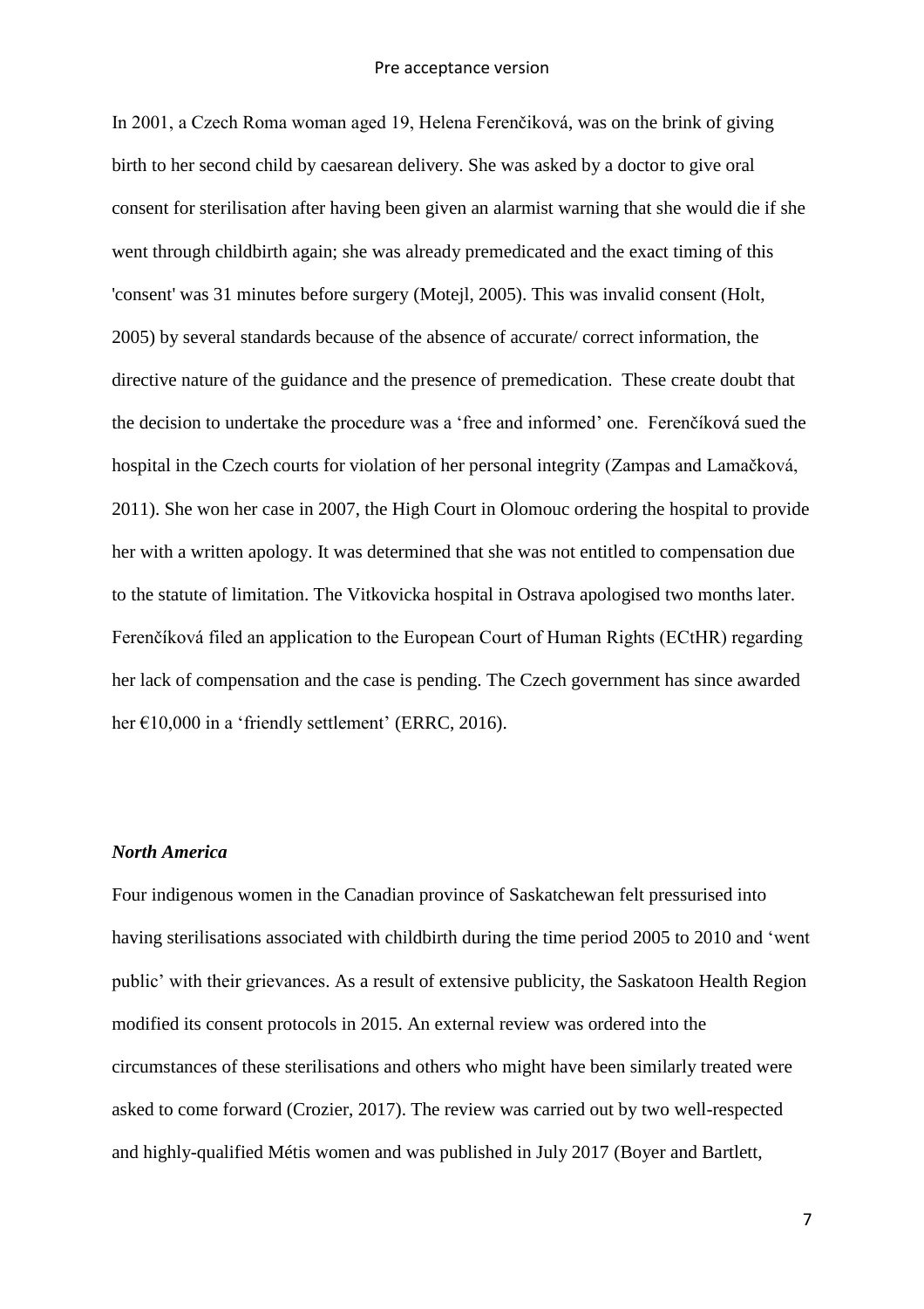In 2001, a Czech Roma woman aged 19, Helena Ferenčiková, was on the brink of giving birth to her second child by caesarean delivery. She was asked by a doctor to give oral consent for sterilisation after having been given an alarmist warning that she would die if she went through childbirth again; she was already premedicated and the exact timing of this 'consent' was 31 minutes before surgery (Motejl, 2005). This was invalid consent (Holt, 2005) by several standards because of the absence of accurate/ correct information, the directive nature of the guidance and the presence of premedication. These create doubt that the decision to undertake the procedure was a 'free and informed' one. Ferenčíková sued the hospital in the Czech courts for violation of her personal integrity (Zampas and Lamačková, 2011). She won her case in 2007, the High Court in Olomouc ordering the hospital to provide her with a written apology. It was determined that she was not entitled to compensation due to the statute of limitation. The Vitkovicka hospital in Ostrava apologised two months later. Ferenčíková filed an application to the European Court of Human Rights (ECtHR) regarding her lack of compensation and the case is pending. The Czech government has since awarded her €10,000 in a 'friendly settlement' (ERRC, 2016).

### *North America*

Four indigenous women in the Canadian province of Saskatchewan felt pressurised into having sterilisations associated with childbirth during the time period 2005 to 2010 and 'went public' with their grievances. As a result of extensive publicity, the Saskatoon Health Region modified its consent protocols in 2015. An external review was ordered into the circumstances of these sterilisations and others who might have been similarly treated were asked to come forward (Crozier, 2017). The review was carried out by two well-respected and highly-qualified Métis women and was published in July 2017 (Boyer and Bartlett,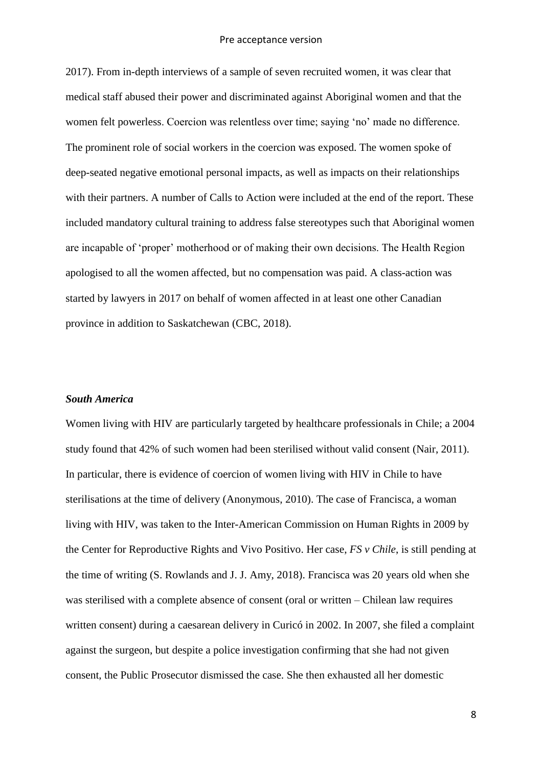2017). From in-depth interviews of a sample of seven recruited women, it was clear that medical staff abused their power and discriminated against Aboriginal women and that the women felt powerless. Coercion was relentless over time; saying 'no' made no difference. The prominent role of social workers in the coercion was exposed. The women spoke of deep-seated negative emotional personal impacts, as well as impacts on their relationships with their partners. A number of Calls to Action were included at the end of the report. These included mandatory cultural training to address false stereotypes such that Aboriginal women are incapable of 'proper' motherhood or of making their own decisions. The Health Region apologised to all the women affected, but no compensation was paid. A class-action was started by lawyers in 2017 on behalf of women affected in at least one other Canadian province in addition to Saskatchewan (CBC, 2018).

### *South America*

Women living with HIV are particularly targeted by healthcare professionals in Chile; a 2004 study found that 42% of such women had been sterilised without valid consent (Nair, 2011). In particular, there is evidence of coercion of women living with HIV in Chile to have sterilisations at the time of delivery (Anonymous, 2010). The case of Francisca, a woman living with HIV, was taken to the Inter-American Commission on Human Rights in 2009 by the Center for Reproductive Rights and Vivo Positivo. Her case, *FS v Chile*, is still pending at the time of writing (S. Rowlands and J. J. Amy, 2018). Francisca was 20 years old when she was sterilised with a complete absence of consent (oral or written – Chilean law requires written consent) during a caesarean delivery in Curicó in 2002. In 2007, she filed a complaint against the surgeon, but despite a police investigation confirming that she had not given consent, the Public Prosecutor dismissed the case. She then exhausted all her domestic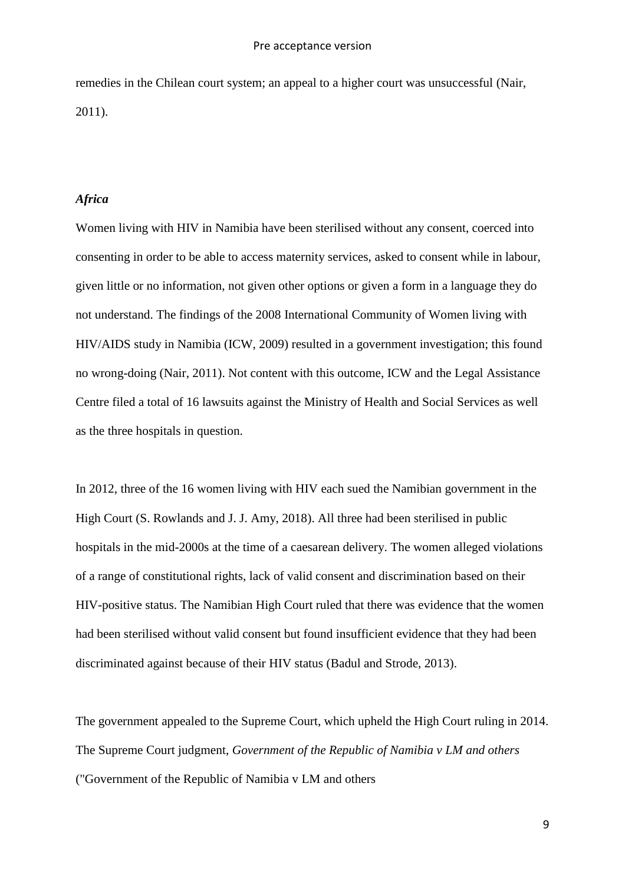remedies in the Chilean court system; an appeal to a higher court was unsuccessful (Nair, 2011).

### *Africa*

Women living with HIV in Namibia have been sterilised without any consent, coerced into consenting in order to be able to access maternity services, asked to consent while in labour, given little or no information, not given other options or given a form in a language they do not understand. The findings of the 2008 International Community of Women living with HIV/AIDS study in Namibia (ICW, 2009) resulted in a government investigation; this found no wrong-doing (Nair, 2011). Not content with this outcome, ICW and the Legal Assistance Centre filed a total of 16 lawsuits against the Ministry of Health and Social Services as well as the three hospitals in question.

In 2012, three of the 16 women living with HIV each sued the Namibian government in the High Court (S. Rowlands and J. J. Amy, 2018). All three had been sterilised in public hospitals in the mid-2000s at the time of a caesarean delivery. The women alleged violations of a range of constitutional rights, lack of valid consent and discrimination based on their HIV-positive status. The Namibian High Court ruled that there was evidence that the women had been sterilised without valid consent but found insufficient evidence that they had been discriminated against because of their HIV status (Badul and Strode, 2013).

The government appealed to the Supreme Court, which upheld the High Court ruling in 2014. The Supreme Court judgment, *Government of the Republic of Namibia v LM and others* ("Government of the Republic of Namibia v LM and others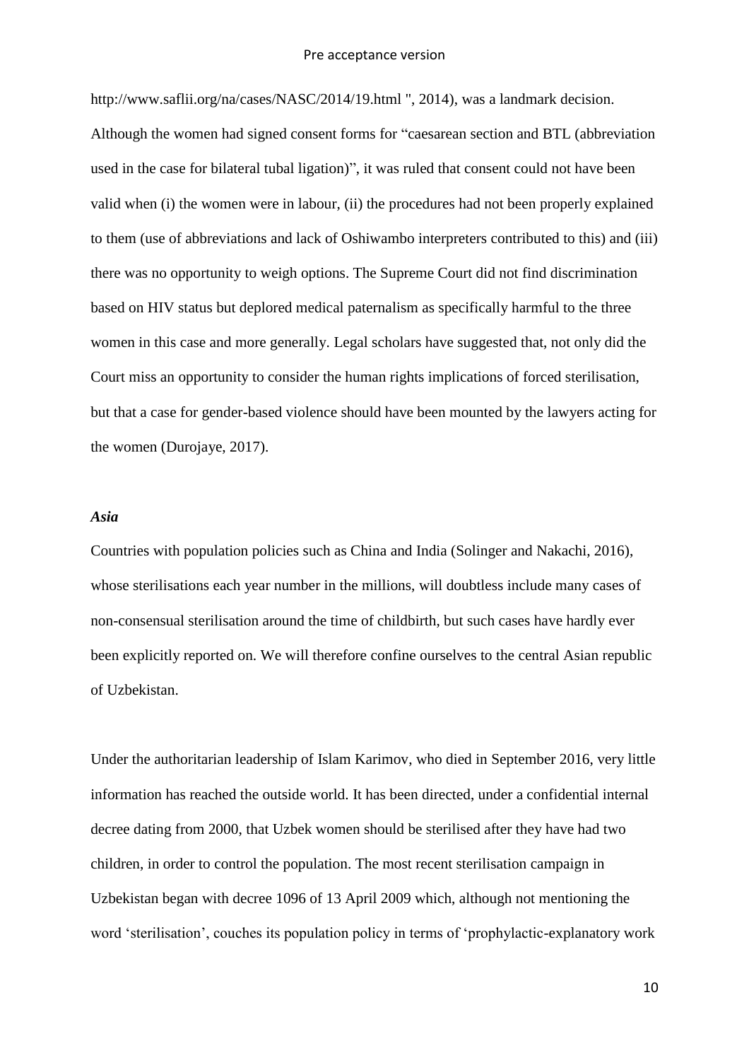http://www.saflii.org/na/cases/NASC/2014/19.html ", 2014), was a landmark decision. Although the women had signed consent forms for "caesarean section and BTL (abbreviation used in the case for bilateral tubal ligation)", it was ruled that consent could not have been valid when (i) the women were in labour, (ii) the procedures had not been properly explained to them (use of abbreviations and lack of Oshiwambo interpreters contributed to this) and (iii) there was no opportunity to weigh options. The Supreme Court did not find discrimination based on HIV status but deplored medical paternalism as specifically harmful to the three women in this case and more generally. Legal scholars have suggested that, not only did the Court miss an opportunity to consider the human rights implications of forced sterilisation, but that a case for gender-based violence should have been mounted by the lawyers acting for the women (Durojaye, 2017).

### *Asia*

Countries with population policies such as China and India (Solinger and Nakachi, 2016), whose sterilisations each year number in the millions, will doubtless include many cases of non-consensual sterilisation around the time of childbirth, but such cases have hardly ever been explicitly reported on. We will therefore confine ourselves to the central Asian republic of Uzbekistan.

Under the authoritarian leadership of Islam Karimov, who died in September 2016, very little information has reached the outside world. It has been directed, under a confidential internal decree dating from 2000, that Uzbek women should be sterilised after they have had two children, in order to control the population. The most recent sterilisation campaign in Uzbekistan began with decree 1096 of 13 April 2009 which, although not mentioning the word 'sterilisation', couches its population policy in terms of 'prophylactic-explanatory work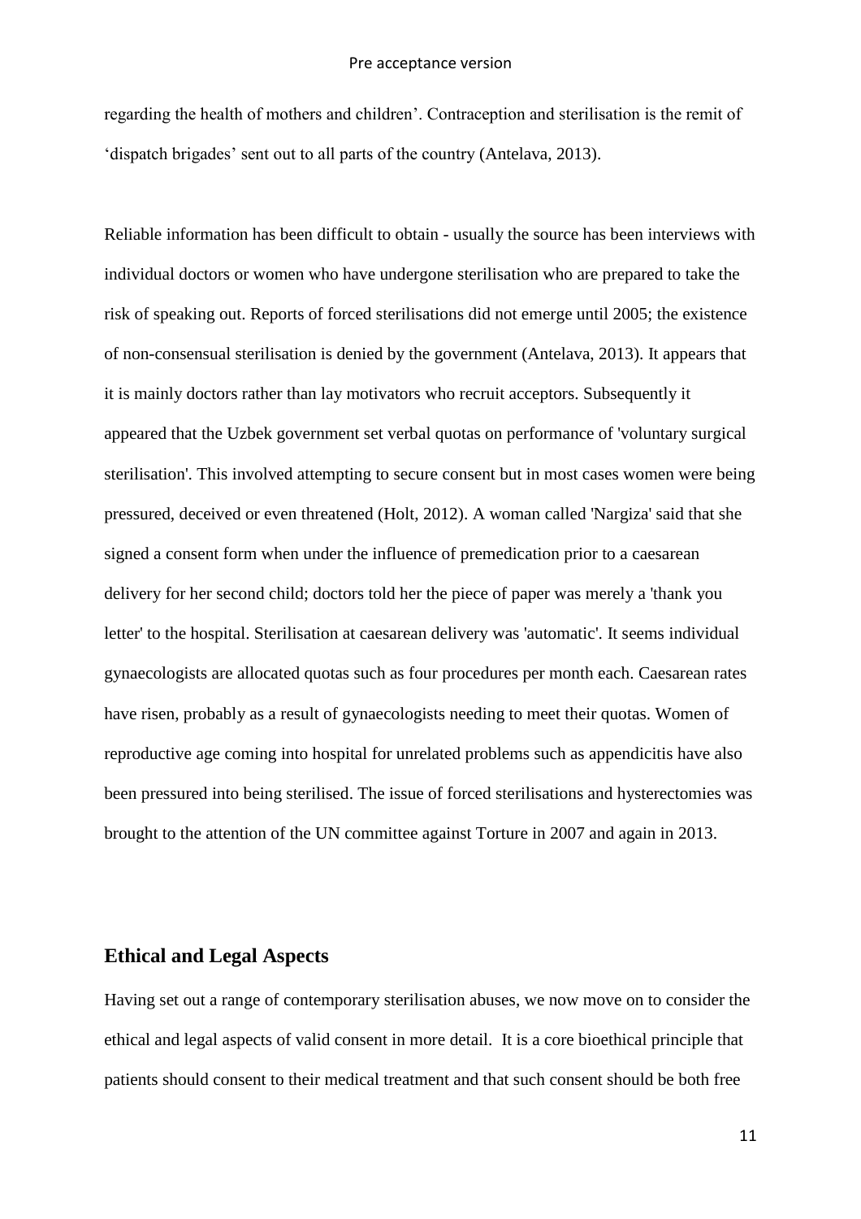regarding the health of mothers and children'. Contraception and sterilisation is the remit of 'dispatch brigades' sent out to all parts of the country (Antelava, 2013).

Reliable information has been difficult to obtain - usually the source has been interviews with individual doctors or women who have undergone sterilisation who are prepared to take the risk of speaking out. Reports of forced sterilisations did not emerge until 2005; the existence of non-consensual sterilisation is denied by the government (Antelava, 2013). It appears that it is mainly doctors rather than lay motivators who recruit acceptors. Subsequently it appeared that the Uzbek government set verbal quotas on performance of 'voluntary surgical sterilisation'. This involved attempting to secure consent but in most cases women were being pressured, deceived or even threatened (Holt, 2012). A woman called 'Nargiza' said that she signed a consent form when under the influence of premedication prior to a caesarean delivery for her second child; doctors told her the piece of paper was merely a 'thank you letter' to the hospital. Sterilisation at caesarean delivery was 'automatic'. It seems individual gynaecologists are allocated quotas such as four procedures per month each. Caesarean rates have risen, probably as a result of gynaecologists needing to meet their quotas. Women of reproductive age coming into hospital for unrelated problems such as appendicitis have also been pressured into being sterilised. The issue of forced sterilisations and hysterectomies was brought to the attention of the UN committee against Torture in 2007 and again in 2013.

## Ethical and Legal Aspects

Having set out a range of contemporary sterilisation abuses, we now move on to consider the ethical and legal aspects of valid consent in more detail. It is a core bioethical principle that patients should consent to their medical treatment and that such consent should be both free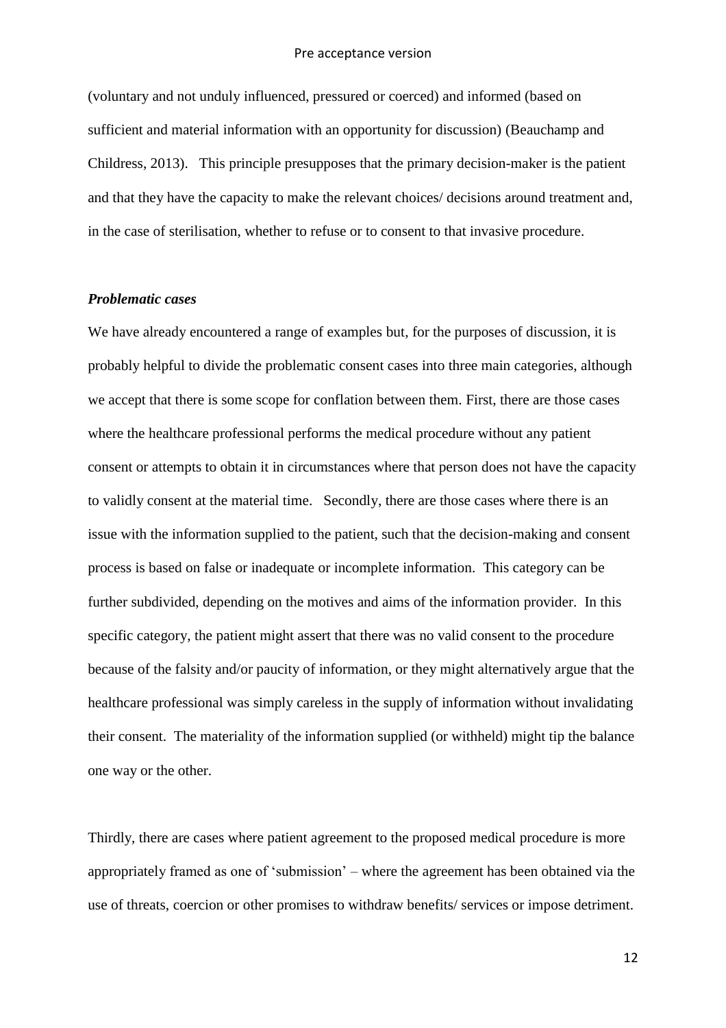(voluntary and not unduly influenced, pressured or coerced) and informed (based on sufficient and material information with an opportunity for discussion) (Beauchamp and Childress, 2013). This principle presupposes that the primary decision-maker is the patient and that they have the capacity to make the relevant choices/ decisions around treatment and, in the case of sterilisation, whether to refuse or to consent to that invasive procedure.

### ***Problematic cases***

We have already encountered a range of examples but, for the purposes of discussion, it is probably helpful to divide the problematic consent cases into three main categories, although we accept that there is some scope for conflation between them. First, there are those cases where the healthcare professional performs the medical procedure without any patient consent or attempts to obtain it in circumstances where that person does not have the capacity to validly consent at the material time. Secondly, there are those cases where there is an issue with the information supplied to the patient, such that the decision-making and consent process is based on false or inadequate or incomplete information. This category can be further subdivided, depending on the motives and aims of the information provider. In this specific category, the patient might assert that there was no valid consent to the procedure because of the falsity and/or paucity of information, or they might alternatively argue that the healthcare professional was simply careless in the supply of information without invalidating their consent. The materiality of the information supplied (or withheld) might tip the balance one way or the other.

Thirdly, there are cases where patient agreement to the proposed medical procedure is more appropriately framed as one of 'submission' – where the agreement has been obtained via the use of threats, coercion or other promises to withdraw benefits/ services or impose detriment.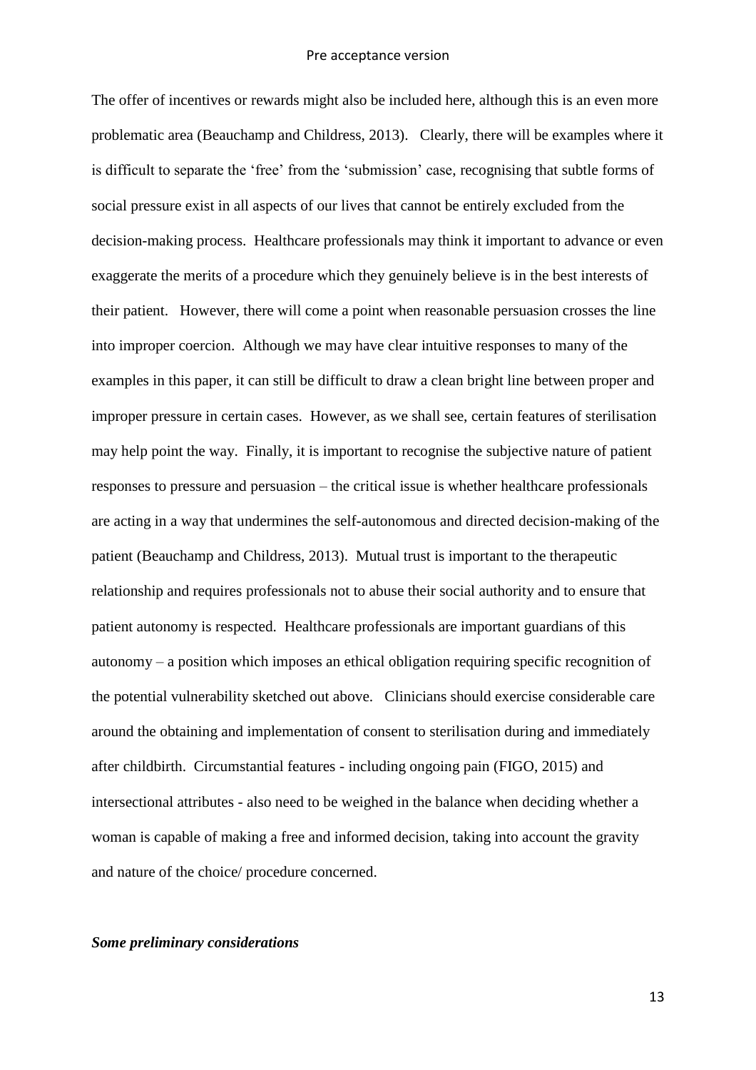The offer of incentives or rewards might also be included here, although this is an even more problematic area (Beauchamp and Childress, 2013). Clearly, there will be examples where it is difficult to separate the 'free' from the 'submission' case, recognising that subtle forms of social pressure exist in all aspects of our lives that cannot be entirely excluded from the decision-making process. Healthcare professionals may think it important to advance or even exaggerate the merits of a procedure which they genuinely believe is in the best interests of their patient. However, there will come a point when reasonable persuasion crosses the line into improper coercion. Although we may have clear intuitive responses to many of the examples in this paper, it can still be difficult to draw a clean bright line between proper and improper pressure in certain cases. However, as we shall see, certain features of sterilisation may help point the way. Finally, it is important to recognise the subjective nature of patient responses to pressure and persuasion – the critical issue is whether healthcare professionals are acting in a way that undermines the self-autonomous and directed decision-making of the patient (Beauchamp and Childress, 2013). Mutual trust is important to the therapeutic relationship and requires professionals not to abuse their social authority and to ensure that patient autonomy is respected. Healthcare professionals are important guardians of this autonomy – a position which imposes an ethical obligation requiring specific recognition of the potential vulnerability sketched out above. Clinicians should exercise considerable care around the obtaining and implementation of consent to sterilisation during and immediately after childbirth. Circumstantial features - including ongoing pain (FIGO, 2015) and intersectional attributes - also need to be weighed in the balance when deciding whether a woman is capable of making a free and informed decision, taking into account the gravity and nature of the choice/ procedure concerned.

***Some preliminary considerations***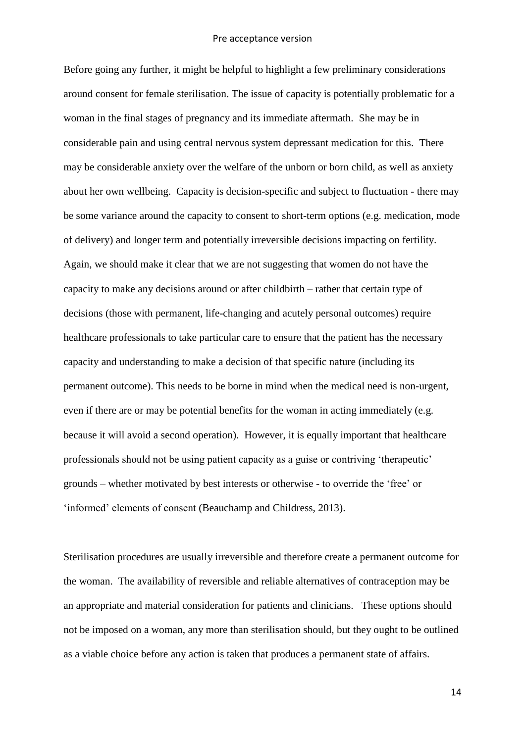Before going any further, it might be helpful to highlight a few preliminary considerations around consent for female sterilisation. The issue of capacity is potentially problematic for a woman in the final stages of pregnancy and its immediate aftermath. She may be in considerable pain and using central nervous system depressant medication for this. There may be considerable anxiety over the welfare of the unborn or born child, as well as anxiety about her own wellbeing. Capacity is decision-specific and subject to fluctuation - there may be some variance around the capacity to consent to short-term options (e.g. medication, mode of delivery) and longer term and potentially irreversible decisions impacting on fertility. Again, we should make it clear that we are not suggesting that women do not have the capacity to make any decisions around or after childbirth – rather that certain type of decisions (those with permanent, life-changing and acutely personal outcomes) require healthcare professionals to take particular care to ensure that the patient has the necessary capacity and understanding to make a decision of that specific nature (including its permanent outcome). This needs to be borne in mind when the medical need is non-urgent, even if there are or may be potential benefits for the woman in acting immediately (e.g. because it will avoid a second operation). However, it is equally important that healthcare professionals should not be using patient capacity as a guise or contriving 'therapeutic' grounds – whether motivated by best interests or otherwise - to override the 'free' or 'informed' elements of consent (Beauchamp and Childress, 2013).

Sterilisation procedures are usually irreversible and therefore create a permanent outcome for the woman. The availability of reversible and reliable alternatives of contraception may be an appropriate and material consideration for patients and clinicians. These options should not be imposed on a woman, any more than sterilisation should, but they ought to be outlined as a viable choice before any action is taken that produces a permanent state of affairs.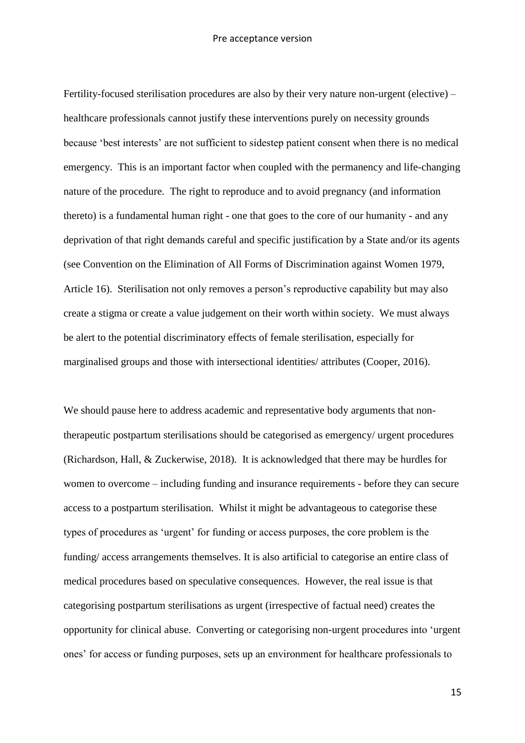Fertility-focused sterilisation procedures are also by their very nature non-urgent (elective) – healthcare professionals cannot justify these interventions purely on necessity grounds because 'best interests' are not sufficient to sidestep patient consent when there is no medical emergency. This is an important factor when coupled with the permanency and life-changing nature of the procedure. The right to reproduce and to avoid pregnancy (and information thereto) is a fundamental human right - one that goes to the core of our humanity - and any deprivation of that right demands careful and specific justification by a State and/or its agents (see Convention on the Elimination of All Forms of Discrimination against Women 1979, Article 16). Sterilisation not only removes a person's reproductive capability but may also create a stigma or create a value judgement on their worth within society. We must always be alert to the potential discriminatory effects of female sterilisation, especially for marginalised groups and those with intersectional identities/ attributes (Cooper, 2016).

We should pause here to address academic and representative body arguments that non-therapeutic postpartum sterilisations should be categorised as emergency/ urgent procedures (Richardson, Hall, & Zuckerwise, 2018). It is acknowledged that there may be hurdles for women to overcome – including funding and insurance requirements - before they can secure access to a postpartum sterilisation. Whilst it might be advantageous to categorise these types of procedures as 'urgent' for funding or access purposes, the core problem is the funding/ access arrangements themselves. It is also artificial to categorise an entire class of medical procedures based on speculative consequences. However, the real issue is that categorising postpartum sterilisations as urgent (irrespective of factual need) creates the opportunity for clinical abuse. Converting or categorising non-urgent procedures into 'urgent ones' for access or funding purposes, sets up an environment for healthcare professionals to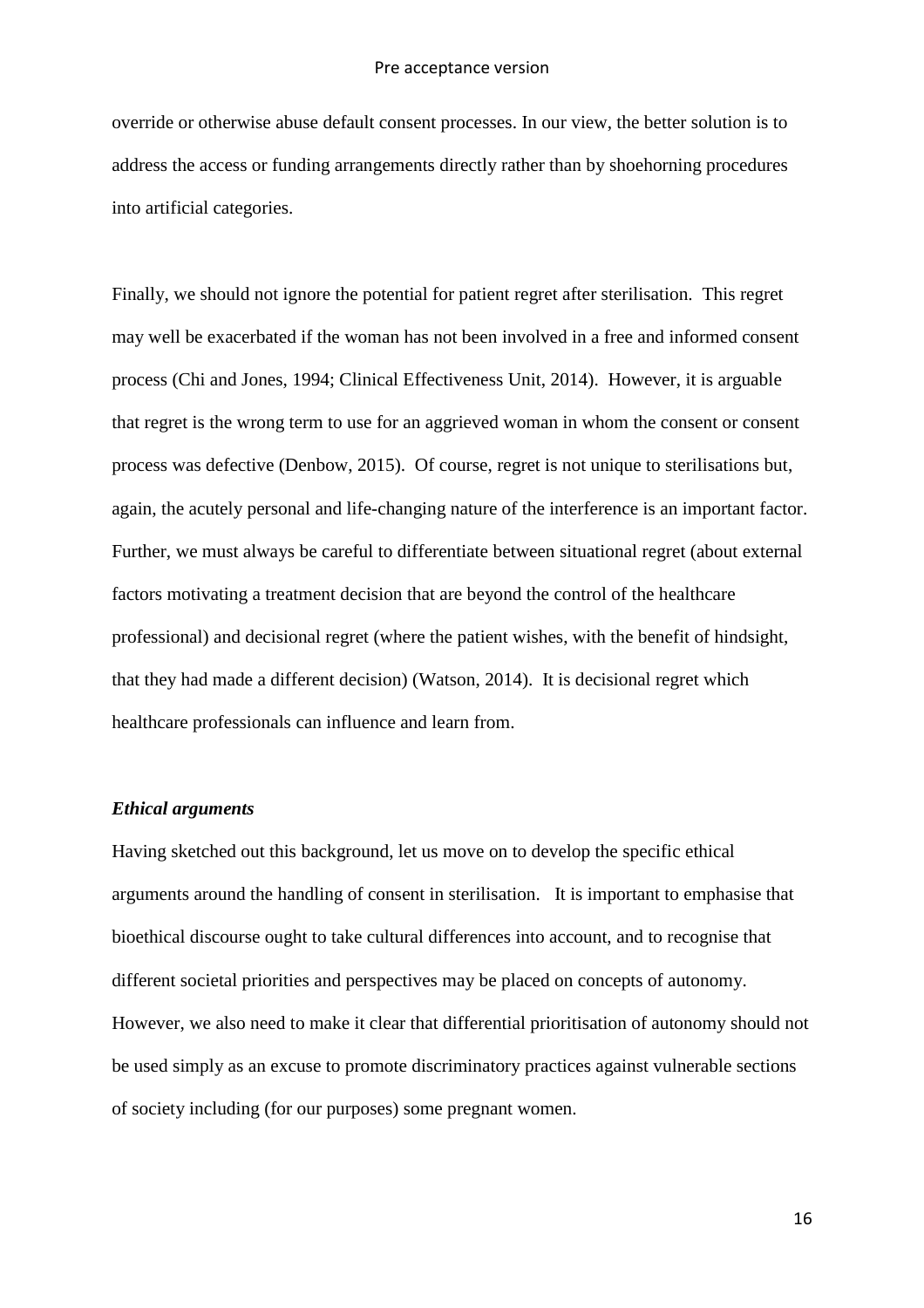override or otherwise abuse default consent processes. In our view, the better solution is to address the access or funding arrangements directly rather than by shoehorning procedures into artificial categories.

Finally, we should not ignore the potential for patient regret after sterilisation. This regret may well be exacerbated if the woman has not been involved in a free and informed consent process (Chi and Jones, 1994; Clinical Effectiveness Unit, 2014). However, it is arguable that regret is the wrong term to use for an aggrieved woman in whom the consent or consent process was defective (Denbow, 2015). Of course, regret is not unique to sterilisations but, again, the acutely personal and life-changing nature of the interference is an important factor. Further, we must always be careful to differentiate between situational regret (about external factors motivating a treatment decision that are beyond the control of the healthcare professional) and decisional regret (where the patient wishes, with the benefit of hindsight, that they had made a different decision) (Watson, 2014). It is decisional regret which healthcare professionals can influence and learn from.

### *Ethical arguments*

Having sketched out this background, let us move on to develop the specific ethical arguments around the handling of consent in sterilisation. It is important to emphasise that bioethical discourse ought to take cultural differences into account, and to recognise that different societal priorities and perspectives may be placed on concepts of autonomy. However, we also need to make it clear that differential prioritisation of autonomy should not be used simply as an excuse to promote discriminatory practices against vulnerable sections of society including (for our purposes) some pregnant women.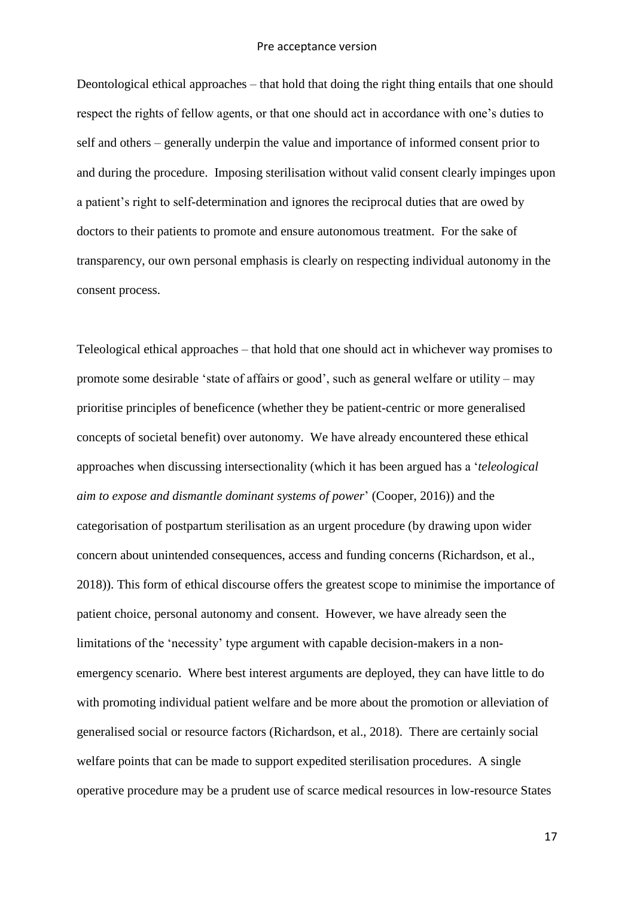Deontological ethical approaches – that hold that doing the right thing entails that one should respect the rights of fellow agents, or that one should act in accordance with one's duties to self and others – generally underpin the value and importance of informed consent prior to and during the procedure. Imposing sterilisation without valid consent clearly impinges upon a patient's right to self-determination and ignores the reciprocal duties that are owed by doctors to their patients to promote and ensure autonomous treatment. For the sake of transparency, our own personal emphasis is clearly on respecting individual autonomy in the consent process.

Teleological ethical approaches – that hold that one should act in whichever way promises to promote some desirable 'state of affairs or good', such as general welfare or utility – may prioritise principles of beneficence (whether they be patient-centric or more generalised concepts of societal benefit) over autonomy. We have already encountered these ethical approaches when discussing intersectionality (which it has been argued has a '*teleological aim to expose and dismantle dominant systems of power*' (Cooper, 2016)) and the categorisation of postpartum sterilisation as an urgent procedure (by drawing upon wider concern about unintended consequences, access and funding concerns (Richardson, et al., 2018)). This form of ethical discourse offers the greatest scope to minimise the importance of patient choice, personal autonomy and consent. However, we have already seen the limitations of the 'necessity' type argument with capable decision-makers in a non-emergency scenario. Where best interest arguments are deployed, they can have little to do with promoting individual patient welfare and be more about the promotion or alleviation of generalised social or resource factors (Richardson, et al., 2018). There are certainly social welfare points that can be made to support expedited sterilisation procedures. A single operative procedure may be a prudent use of scarce medical resources in low-resource States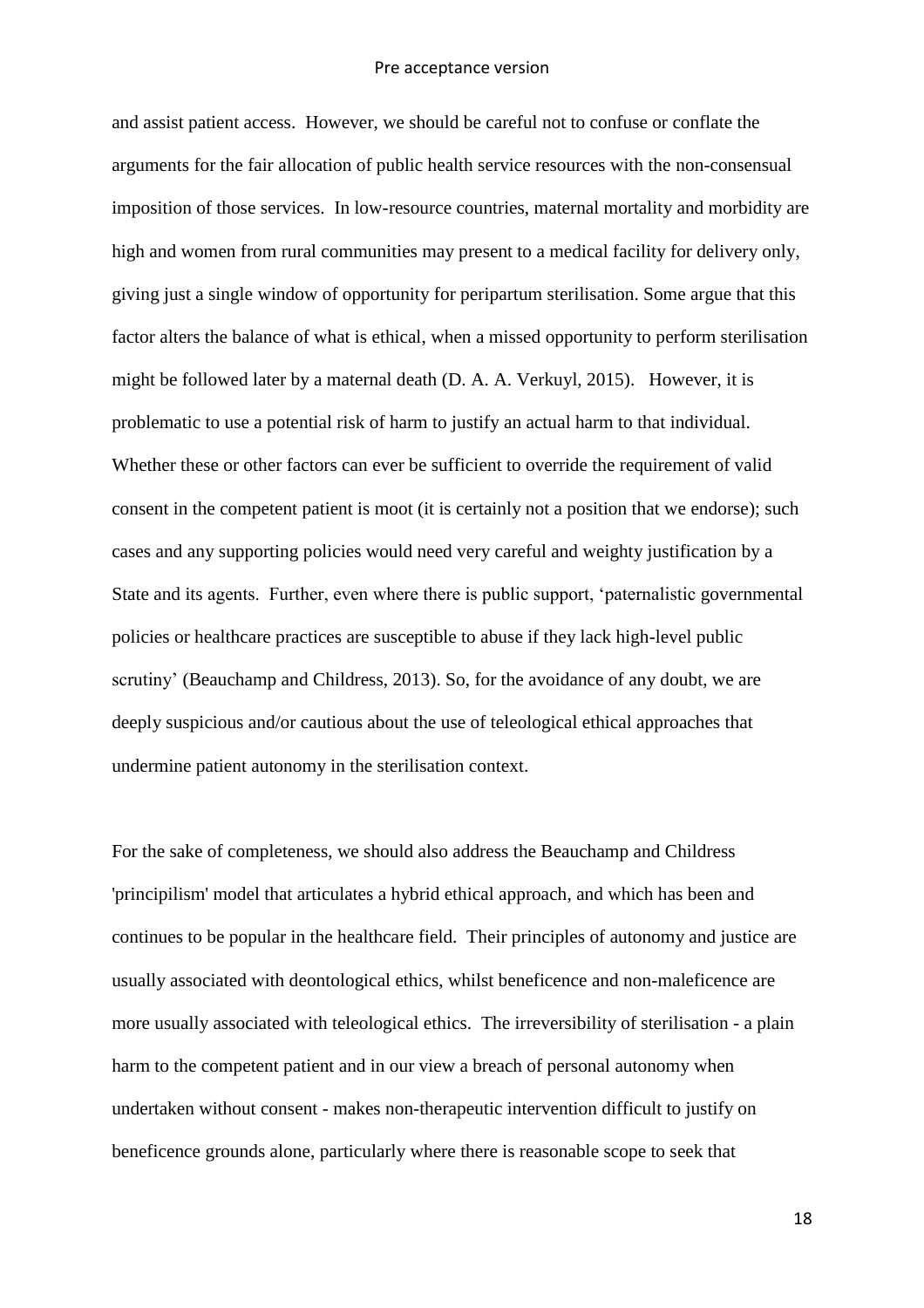and assist patient access. However, we should be careful not to confuse or conflate the arguments for the fair allocation of public health service resources with the non-consensual imposition of those services. In low-resource countries, maternal mortality and morbidity are high and women from rural communities may present to a medical facility for delivery only, giving just a single window of opportunity for peripartum sterilisation. Some argue that this factor alters the balance of what is ethical, when a missed opportunity to perform sterilisation might be followed later by a maternal death (D. A. A. Verkuyl, 2015). However, it is problematic to use a potential risk of harm to justify an actual harm to that individual. Whether these or other factors can ever be sufficient to override the requirement of valid consent in the competent patient is moot (it is certainly not a position that we endorse); such cases and any supporting policies would need very careful and weighty justification by a State and its agents. Further, even where there is public support, 'paternalistic governmental policies or healthcare practices are susceptible to abuse if they lack high-level public scrutiny' (Beauchamp and Childress, 2013). So, for the avoidance of any doubt, we are deeply suspicious and/or cautious about the use of teleological ethical approaches that undermine patient autonomy in the sterilisation context.

For the sake of completeness, we should also address the Beauchamp and Childress 'principilism' model that articulates a hybrid ethical approach, and which has been and continues to be popular in the healthcare field. Their principles of autonomy and justice are usually associated with deontological ethics, whilst beneficence and non-maleficence are more usually associated with teleological ethics. The irreversibility of sterilisation - a plain harm to the competent patient and in our view a breach of personal autonomy when undertaken without consent - makes non-therapeutic intervention difficult to justify on beneficence grounds alone, particularly where there is reasonable scope to seek that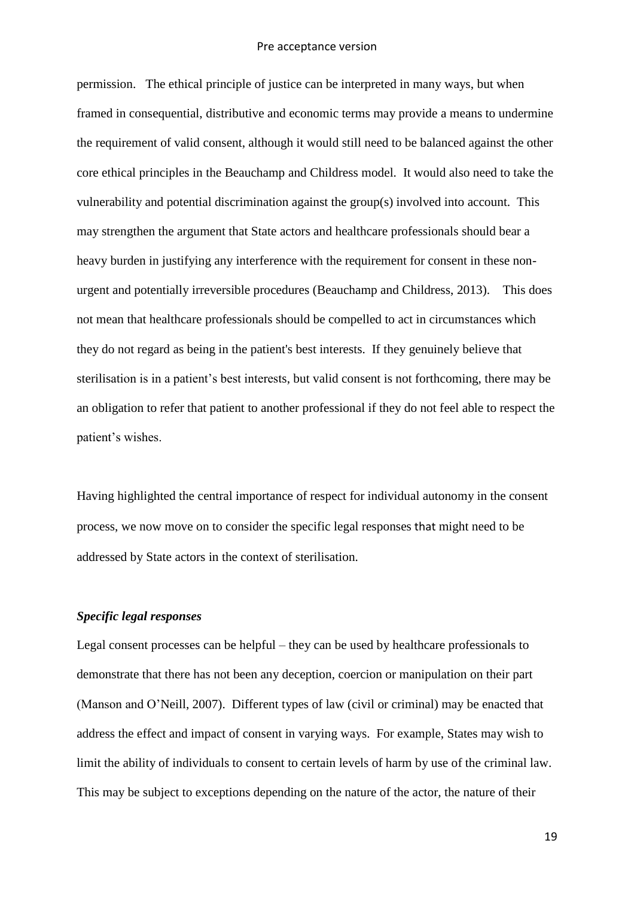permission. The ethical principle of justice can be interpreted in many ways, but when framed in consequential, distributive and economic terms may provide a means to undermine the requirement of valid consent, although it would still need to be balanced against the other core ethical principles in the Beauchamp and Childress model. It would also need to take the vulnerability and potential discrimination against the group(s) involved into account. This may strengthen the argument that State actors and healthcare professionals should bear a heavy burden in justifying any interference with the requirement for consent in these non-urgent and potentially irreversible procedures (Beauchamp and Childress, 2013). This does not mean that healthcare professionals should be compelled to act in circumstances which they do not regard as being in the patient's best interests. If they genuinely believe that sterilisation is in a patient's best interests, but valid consent is not forthcoming, there may be an obligation to refer that patient to another professional if they do not feel able to respect the patient's wishes.

Having highlighted the central importance of respect for individual autonomy in the consent process, we now move on to consider the specific legal responses that might need to be addressed by State actors in the context of sterilisation.

***Specific legal responses***

Legal consent processes can be helpful – they can be used by healthcare professionals to demonstrate that there has not been any deception, coercion or manipulation on their part (Manson and O'Neill, 2007). Different types of law (civil or criminal) may be enacted that address the effect and impact of consent in varying ways. For example, States may wish to limit the ability of individuals to consent to certain levels of harm by use of the criminal law. This may be subject to exceptions depending on the nature of the actor, the nature of their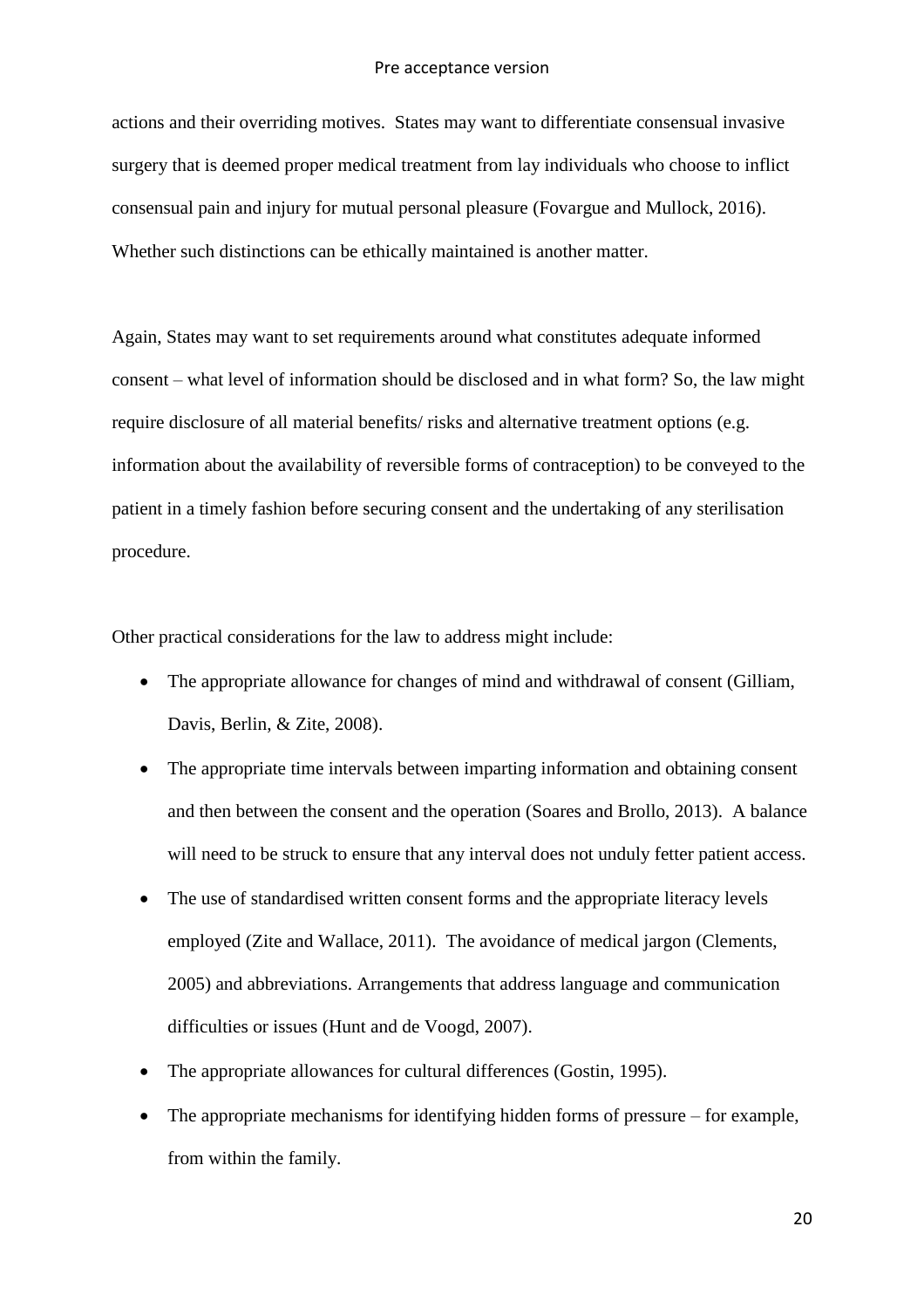actions and their overriding motives. States may want to differentiate consensual invasive surgery that is deemed proper medical treatment from lay individuals who choose to inflict consensual pain and injury for mutual personal pleasure (Fovargue and Mullock, 2016). Whether such distinctions can be ethically maintained is another matter.

Again, States may want to set requirements around what constitutes adequate informed consent – what level of information should be disclosed and in what form? So, the law might require disclosure of all material benefits/ risks and alternative treatment options (e.g. information about the availability of reversible forms of contraception) to be conveyed to the patient in a timely fashion before securing consent and the undertaking of any sterilisation procedure.

Other practical considerations for the law to address might include:

- The appropriate allowance for changes of mind and withdrawal of consent (Gilliam, Davis, Berlin, & Zite, 2008).
- The appropriate time intervals between imparting information and obtaining consent and then between the consent and the operation (Soares and Brollo, 2013). A balance will need to be struck to ensure that any interval does not unduly fetter patient access.
- The use of standardised written consent forms and the appropriate literacy levels employed (Zite and Wallace, 2011). The avoidance of medical jargon (Clements, 2005) and abbreviations. Arrangements that address language and communication difficulties or issues (Hunt and de Voogd, 2007).
- The appropriate allowances for cultural differences (Gostin, 1995).
- The appropriate mechanisms for identifying hidden forms of pressure – for example, from within the family.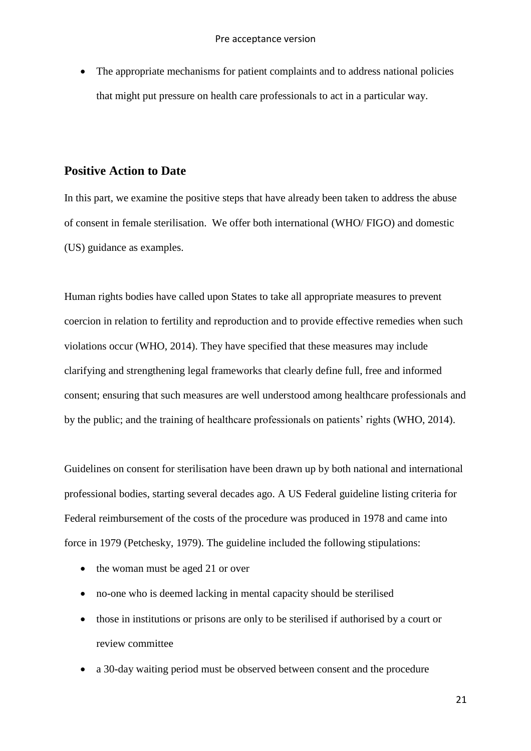- The appropriate mechanisms for patient complaints and to address national policies that might put pressure on health care professionals to act in a particular way.

## Positive Action to Date

In this part, we examine the positive steps that have already been taken to address the abuse of consent in female sterilisation. We offer both international (WHO/ FIGO) and domestic (US) guidance as examples.

Human rights bodies have called upon States to take all appropriate measures to prevent coercion in relation to fertility and reproduction and to provide effective remedies when such violations occur (WHO, 2014). They have specified that these measures may include clarifying and strengthening legal frameworks that clearly define full, free and informed consent; ensuring that such measures are well understood among healthcare professionals and by the public; and the training of healthcare professionals on patients' rights (WHO, 2014).

Guidelines on consent for sterilisation have been drawn up by both national and international professional bodies, starting several decades ago. A US Federal guideline listing criteria for Federal reimbursement of the costs of the procedure was produced in 1978 and came into force in 1979 (Petchesky, 1979). The guideline included the following stipulations:

- the woman must be aged 21 or over
- no-one who is deemed lacking in mental capacity should be sterilised
- those in institutions or prisons are only to be sterilised if authorised by a court or review committee
- a 30-day waiting period must be observed between consent and the procedure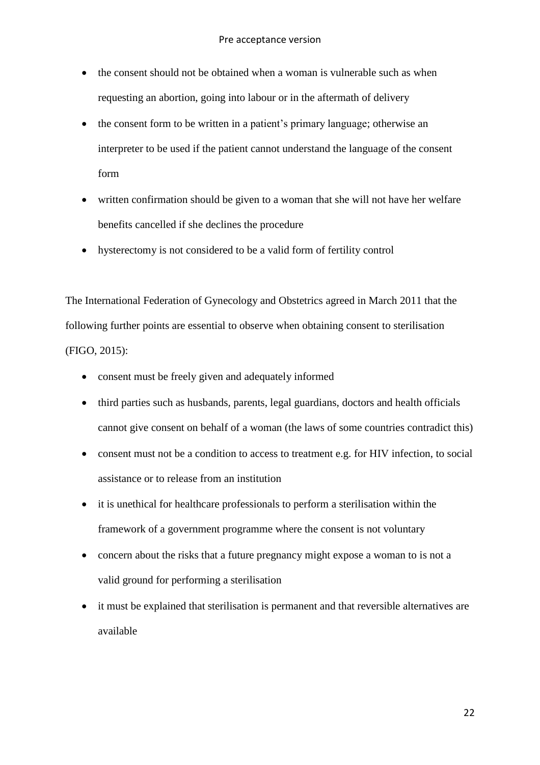- the consent should not be obtained when a woman is vulnerable such as when requesting an abortion, going into labour or in the aftermath of delivery
- the consent form to be written in a patient's primary language; otherwise an interpreter to be used if the patient cannot understand the language of the consent form
- written confirmation should be given to a woman that she will not have her welfare benefits cancelled if she declines the procedure
- hysterectomy is not considered to be a valid form of fertility control

The International Federation of Gynecology and Obstetrics agreed in March 2011 that the following further points are essential to observe when obtaining consent to sterilisation (FIGO, 2015):

- consent must be freely given and adequately informed
- third parties such as husbands, parents, legal guardians, doctors and health officials cannot give consent on behalf of a woman (the laws of some countries contradict this)
- consent must not be a condition to access to treatment e.g. for HIV infection, to social assistance or to release from an institution
- it is unethical for healthcare professionals to perform a sterilisation within the framework of a government programme where the consent is not voluntary
- concern about the risks that a future pregnancy might expose a woman to is not a valid ground for performing a sterilisation
- it must be explained that sterilisation is permanent and that reversible alternatives are available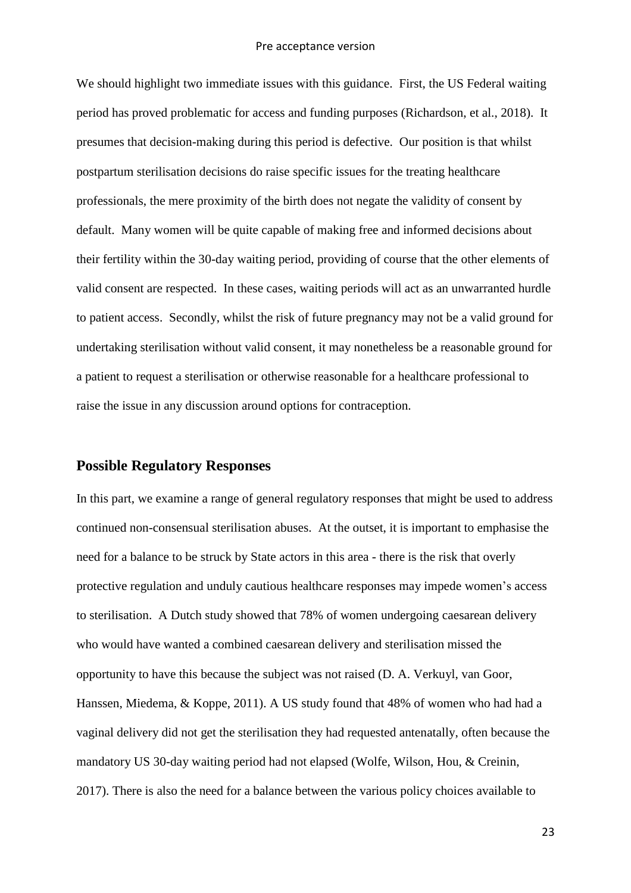We should highlight two immediate issues with this guidance. First, the US Federal waiting period has proved problematic for access and funding purposes (Richardson, et al., 2018). It presumes that decision-making during this period is defective. Our position is that whilst postpartum sterilisation decisions do raise specific issues for the treating healthcare professionals, the mere proximity of the birth does not negate the validity of consent by default. Many women will be quite capable of making free and informed decisions about their fertility within the 30-day waiting period, providing of course that the other elements of valid consent are respected. In these cases, waiting periods will act as an unwarranted hurdle to patient access. Secondly, whilst the risk of future pregnancy may not be a valid ground for undertaking sterilisation without valid consent, it may nonetheless be a reasonable ground for a patient to request a sterilisation or otherwise reasonable for a healthcare professional to raise the issue in any discussion around options for contraception.

## Possible Regulatory Responses

In this part, we examine a range of general regulatory responses that might be used to address continued non-consensual sterilisation abuses. At the outset, it is important to emphasise the need for a balance to be struck by State actors in this area - there is the risk that overly protective regulation and unduly cautious healthcare responses may impede women's access to sterilisation. A Dutch study showed that 78% of women undergoing caesarean delivery who would have wanted a combined caesarean delivery and sterilisation missed the opportunity to have this because the subject was not raised (D. A. Verkuyl, van Goor, Hanssen, Miedema, & Koppe, 2011). A US study found that 48% of women who had had a vaginal delivery did not get the sterilisation they had requested antenatally, often because the mandatory US 30-day waiting period had not elapsed (Wolfe, Wilson, Hou, & Creinin, 2017). There is also the need for a balance between the various policy choices available to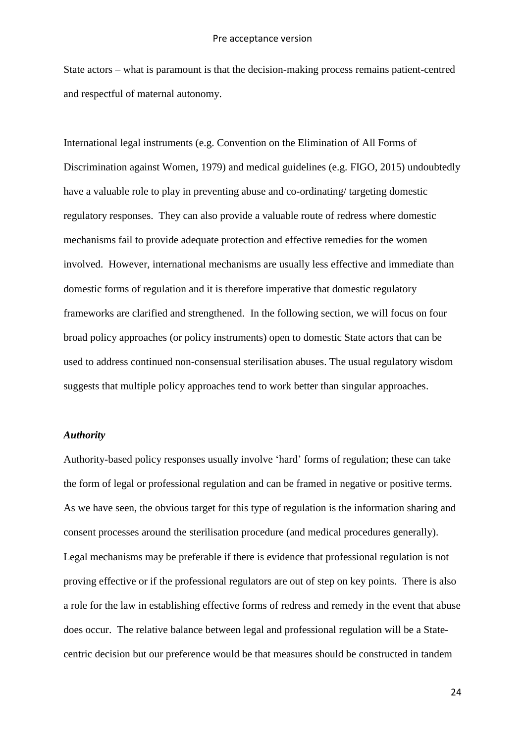State actors – what is paramount is that the decision-making process remains patient-centred and respectful of maternal autonomy.

International legal instruments (e.g. Convention on the Elimination of All Forms of Discrimination against Women, 1979) and medical guidelines (e.g. FIGO, 2015) undoubtedly have a valuable role to play in preventing abuse and co-ordinating/ targeting domestic regulatory responses. They can also provide a valuable route of redress where domestic mechanisms fail to provide adequate protection and effective remedies for the women involved. However, international mechanisms are usually less effective and immediate than domestic forms of regulation and it is therefore imperative that domestic regulatory frameworks are clarified and strengthened. In the following section, we will focus on four broad policy approaches (or policy instruments) open to domestic State actors that can be used to address continued non-consensual sterilisation abuses. The usual regulatory wisdom suggests that multiple policy approaches tend to work better than singular approaches.

### *Authority*

Authority-based policy responses usually involve 'hard' forms of regulation; these can take the form of legal or professional regulation and can be framed in negative or positive terms. As we have seen, the obvious target for this type of regulation is the information sharing and consent processes around the sterilisation procedure (and medical procedures generally). Legal mechanisms may be preferable if there is evidence that professional regulation is not proving effective or if the professional regulators are out of step on key points. There is also a role for the law in establishing effective forms of redress and remedy in the event that abuse does occur. The relative balance between legal and professional regulation will be a State-centric decision but our preference would be that measures should be constructed in tandem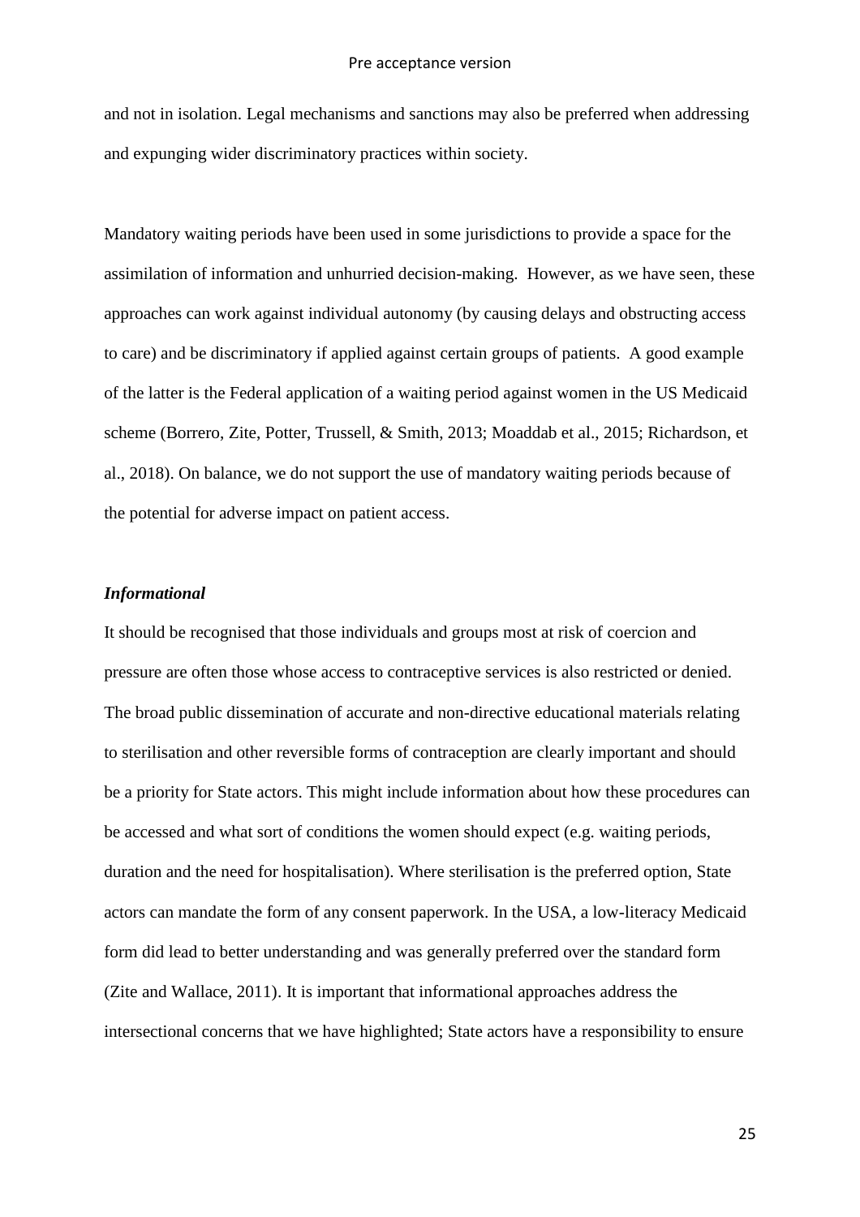and not in isolation. Legal mechanisms and sanctions may also be preferred when addressing and expunging wider discriminatory practices within society.

Mandatory waiting periods have been used in some jurisdictions to provide a space for the assimilation of information and unhurried decision-making. However, as we have seen, these approaches can work against individual autonomy (by causing delays and obstructing access to care) and be discriminatory if applied against certain groups of patients. A good example of the latter is the Federal application of a waiting period against women in the US Medicaid scheme (Borrero, Zite, Potter, Trussell, & Smith, 2013; Moaddab et al., 2015; Richardson, et al., 2018). On balance, we do not support the use of mandatory waiting periods because of the potential for adverse impact on patient access.

***Informational***

It should be recognised that those individuals and groups most at risk of coercion and pressure are often those whose access to contraceptive services is also restricted or denied. The broad public dissemination of accurate and non-directive educational materials relating to sterilisation and other reversible forms of contraception are clearly important and should be a priority for State actors. This might include information about how these procedures can be accessed and what sort of conditions the women should expect (e.g. waiting periods, duration and the need for hospitalisation). Where sterilisation is the preferred option, State actors can mandate the form of any consent paperwork. In the USA, a low-literacy Medicaid form did lead to better understanding and was generally preferred over the standard form (Zite and Wallace, 2011). It is important that informational approaches address the intersectional concerns that we have highlighted; State actors have a responsibility to ensure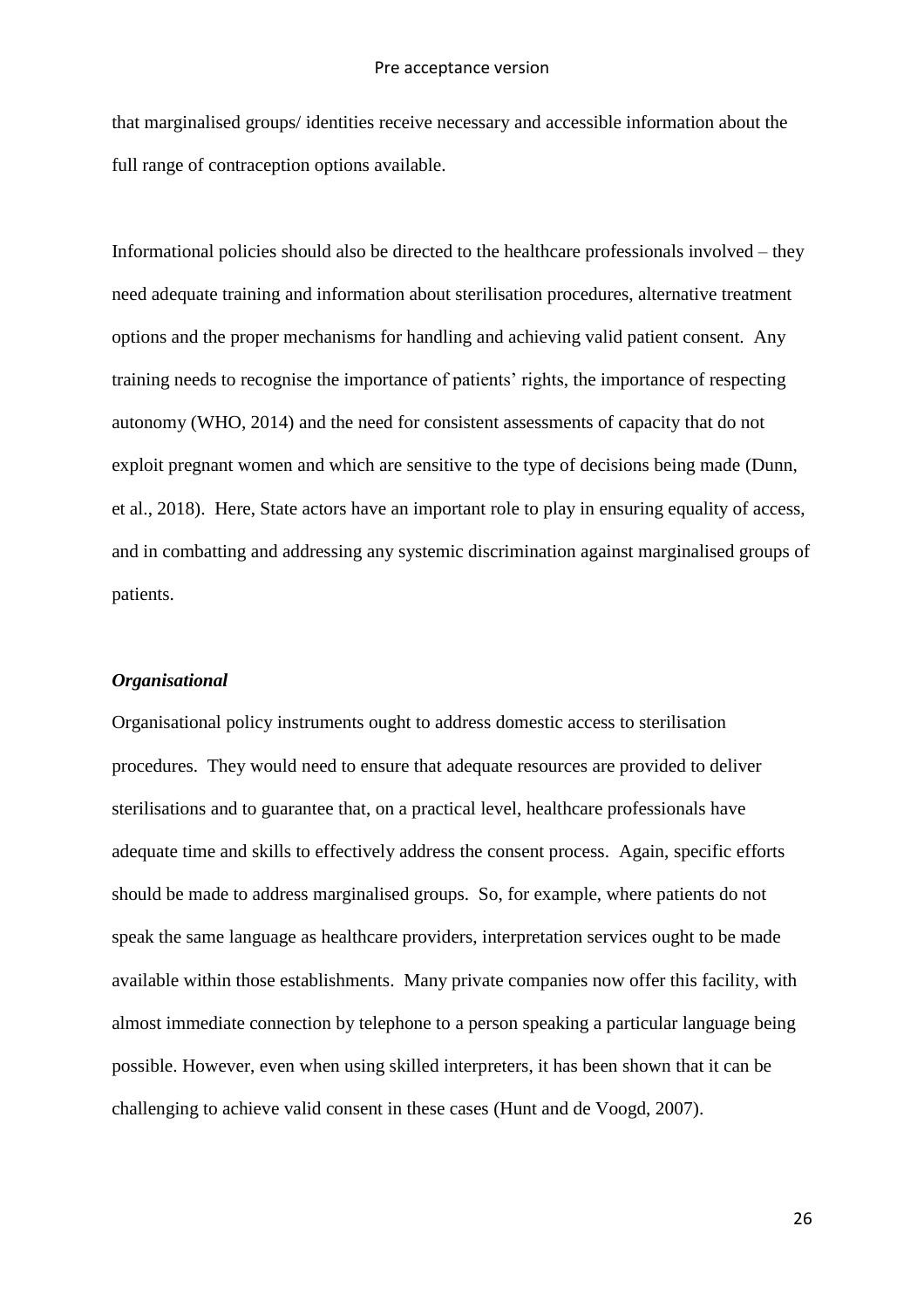that marginalised groups/ identities receive necessary and accessible information about the full range of contraception options available.

Informational policies should also be directed to the healthcare professionals involved – they need adequate training and information about sterilisation procedures, alternative treatment options and the proper mechanisms for handling and achieving valid patient consent. Any training needs to recognise the importance of patients' rights, the importance of respecting autonomy (WHO, 2014) and the need for consistent assessments of capacity that do not exploit pregnant women and which are sensitive to the type of decisions being made (Dunn, et al., 2018). Here, State actors have an important role to play in ensuring equality of access, and in combatting and addressing any systemic discrimination against marginalised groups of patients.

***Organisational***

Organisational policy instruments ought to address domestic access to sterilisation procedures. They would need to ensure that adequate resources are provided to deliver sterilisations and to guarantee that, on a practical level, healthcare professionals have adequate time and skills to effectively address the consent process. Again, specific efforts should be made to address marginalised groups. So, for example, where patients do not speak the same language as healthcare providers, interpretation services ought to be made available within those establishments. Many private companies now offer this facility, with almost immediate connection by telephone to a person speaking a particular language being possible. However, even when using skilled interpreters, it has been shown that it can be challenging to achieve valid consent in these cases (Hunt and de Voogd, 2007).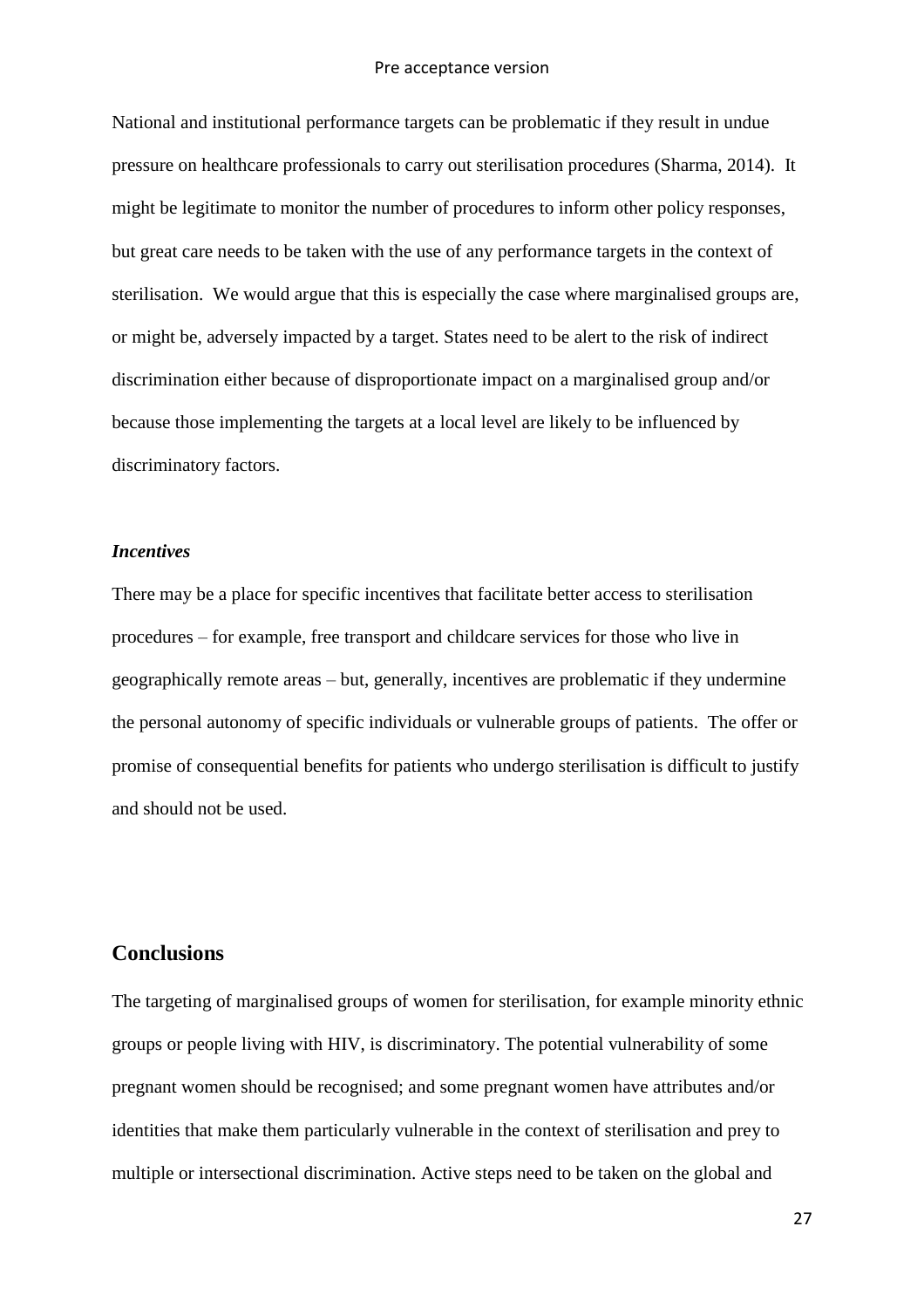National and institutional performance targets can be problematic if they result in undue pressure on healthcare professionals to carry out sterilisation procedures (Sharma, 2014). It might be legitimate to monitor the number of procedures to inform other policy responses, but great care needs to be taken with the use of any performance targets in the context of sterilisation. We would argue that this is especially the case where marginalised groups are, or might be, adversely impacted by a target. States need to be alert to the risk of indirect discrimination either because of disproportionate impact on a marginalised group and/or because those implementing the targets at a local level are likely to be influenced by discriminatory factors.

***Incentives***

There may be a place for specific incentives that facilitate better access to sterilisation procedures – for example, free transport and childcare services for those who live in geographically remote areas – but, generally, incentives are problematic if they undermine the personal autonomy of specific individuals or vulnerable groups of patients. The offer or promise of consequential benefits for patients who undergo sterilisation is difficult to justify and should not be used.

## Conclusions

The targeting of marginalised groups of women for sterilisation, for example minority ethnic groups or people living with HIV, is discriminatory. The potential vulnerability of some pregnant women should be recognised; and some pregnant women have attributes and/or identities that make them particularly vulnerable in the context of sterilisation and prey to multiple or intersectional discrimination. Active steps need to be taken on the global and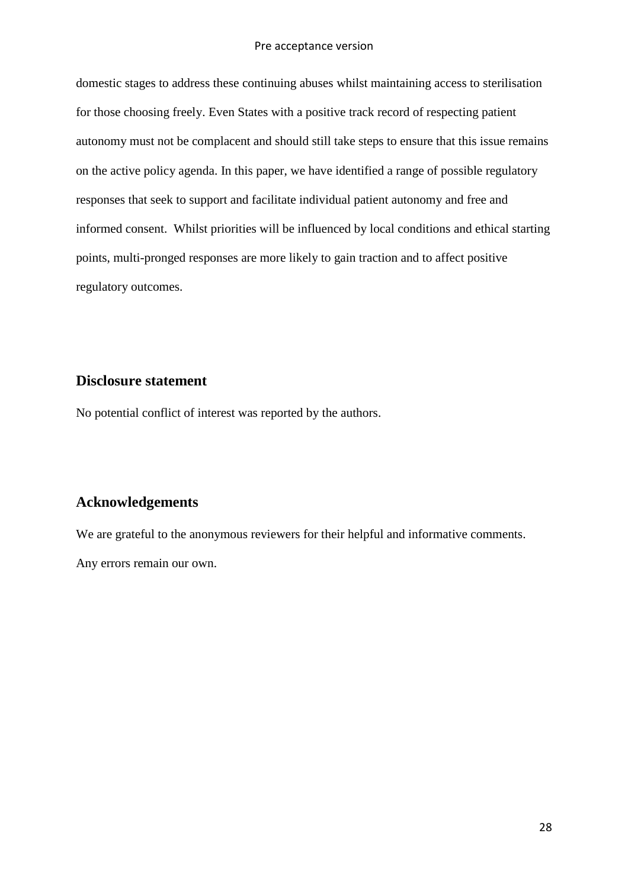domestic stages to address these continuing abuses whilst maintaining access to sterilisation for those choosing freely. Even States with a positive track record of respecting patient autonomy must not be complacent and should still take steps to ensure that this issue remains on the active policy agenda. In this paper, we have identified a range of possible regulatory responses that seek to support and facilitate individual patient autonomy and free and informed consent. Whilst priorities will be influenced by local conditions and ethical starting points, multi-pronged responses are more likely to gain traction and to affect positive regulatory outcomes.

## Disclosure statement

No potential conflict of interest was reported by the authors.

## Acknowledgements

We are grateful to the anonymous reviewers for their helpful and informative comments. Any errors remain our own.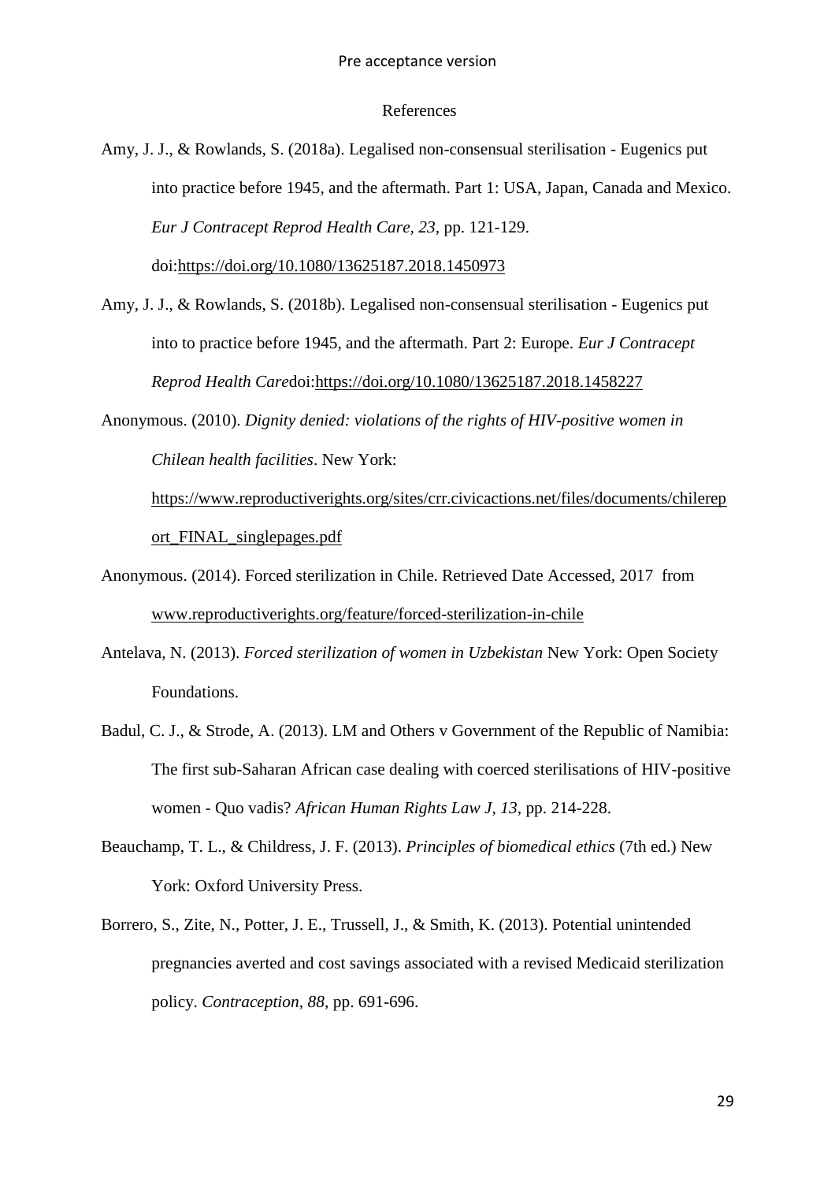## References

Amy, J. J., & Rowlands, S. (2018a). Legalised non-consensual sterilisation - Eugenics put into practice before 1945, and the aftermath. Part 1: USA, Japan, Canada and Mexico. *Eur J Contracept Reprod Health Care, 23*, pp. 121-129. doi:https://doi.org/10.1080/13625187.2018.1450973

Amy, J. J., & Rowlands, S. (2018b). Legalised non-consensual sterilisation - Eugenics put into to practice before 1945, and the aftermath. Part 2: Europe. *Eur J Contracept Reprod Health Care*doi:https://doi.org/10.1080/13625187.2018.1458227

Anonymous. (2010). *Dignity denied: violations of the rights of HIV-positive women in Chilean health facilities*. New York: https://www.reproductiverights.org/sites/crr.civicactions.net/files/documents/chilereport_FINAL_singlepages.pdf

Anonymous. (2014). Forced sterilization in Chile. Retrieved Date Accessed, 2017 from www.reproductiverights.org/feature/forced-sterilization-in-chile

Antelava, N. (2013). *Forced sterilization of women in Uzbekistan* New York: Open Society Foundations.

Badul, C. J., & Strode, A. (2013). LM and Others v Government of the Republic of Namibia: The first sub-Saharan African case dealing with coerced sterilisations of HIV-positive women - Quo vadis? *African Human Rights Law J, 13*, pp. 214-228.

Beauchamp, T. L., & Childress, J. F. (2013). *Principles of biomedical ethics* (7th ed.) New York: Oxford University Press.

Borrero, S., Zite, N., Potter, J. E., Trussell, J., & Smith, K. (2013). Potential unintended pregnancies averted and cost savings associated with a revised Medicaid sterilization policy. *Contraception, 88*, pp. 691-696.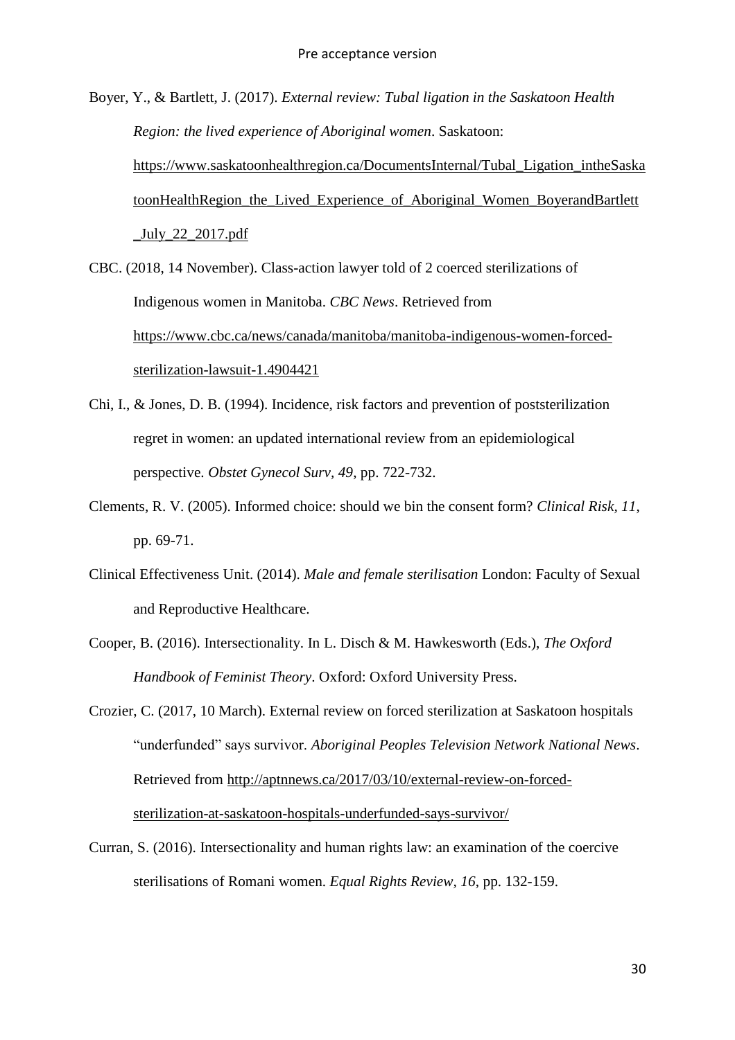Boyer, Y., & Bartlett, J. (2017). *External review: Tubal ligation in the Saskatoon Health Region: the lived experience of Aboriginal women*. Saskatoon: https://www.saskatoonhealthregion.ca/DocumentsInternal/Tubal_Ligation_intheSaskatoonHealthRegion_the_Lived_Experience_of_Aboriginal_Women_BoyerandBartlett_July_22_2017.pdf

CBC. (2018, 14 November). Class-action lawyer told of 2 coerced sterilizations of Indigenous women in Manitoba. *CBC News*. Retrieved from https://www.cbc.ca/news/canada/manitoba/manitoba-indigenous-women-forced-sterilization-lawsuit-1.4904421

Chi, I., & Jones, D. B. (1994). Incidence, risk factors and prevention of poststerilization regret in women: an updated international review from an epidemiological perspective. *Obstet Gynecol Surv, 49*, pp. 722-732.

Clements, R. V. (2005). Informed choice: should we bin the consent form? *Clinical Risk, 11*, pp. 69-71.

Clinical Effectiveness Unit. (2014). *Male and female sterilisation* London: Faculty of Sexual and Reproductive Healthcare.

Cooper, B. (2016). Intersectionality. In L. Disch & M. Hawkesworth (Eds.), *The Oxford Handbook of Feminist Theory*. Oxford: Oxford University Press.

Crozier, C. (2017, 10 March). External review on forced sterilization at Saskatoon hospitals "underfunded" says survivor. *Aboriginal Peoples Television Network National News*. Retrieved from http://aptnnews.ca/2017/03/10/external-review-on-forced-sterilization-at-saskatoon-hospitals-underfunded-says-survivor/

Curran, S. (2016). Intersectionality and human rights law: an examination of the coercive sterilisations of Romani women. *Equal Rights Review, 16*, pp. 132-159.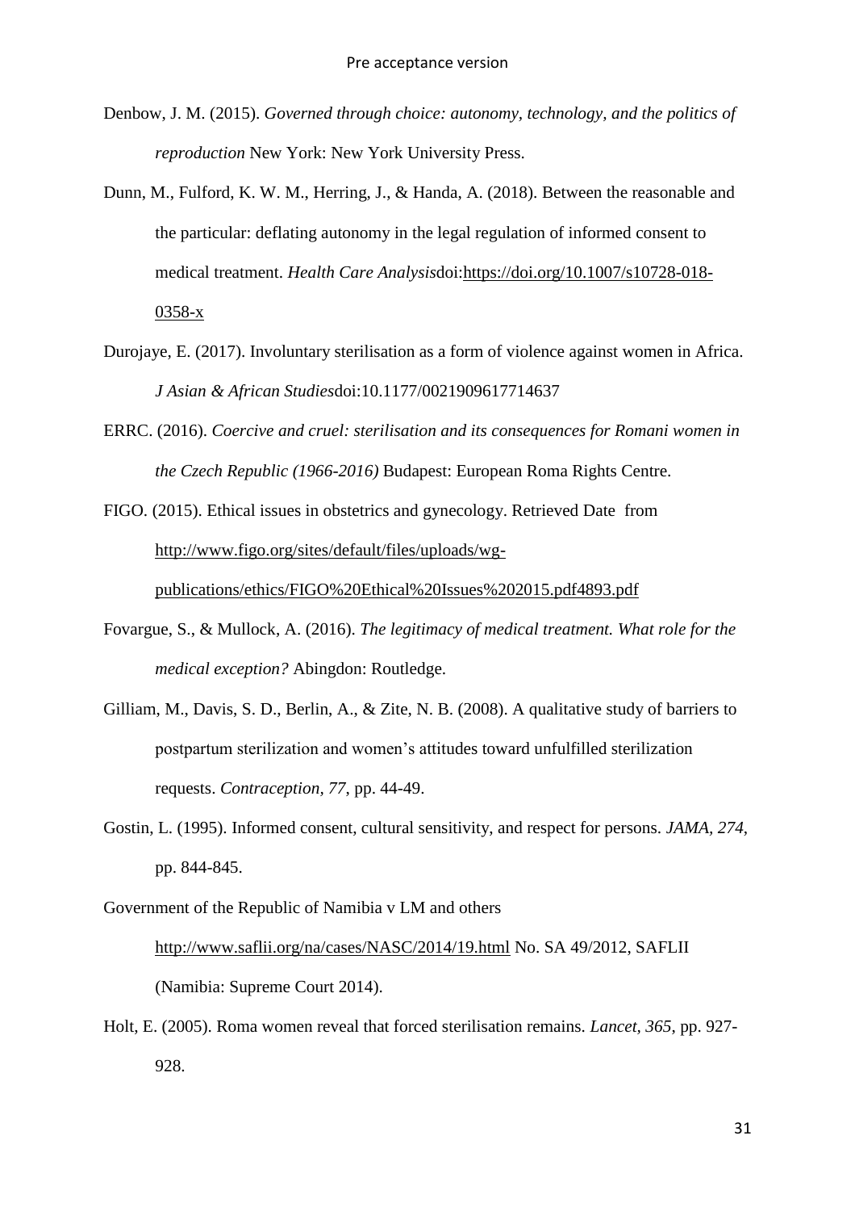Denbow, J. M. (2015). *Governed through choice: autonomy, technology, and the politics of reproduction* New York: New York University Press.

Dunn, M., Fulford, K. W. M., Herring, J., & Handa, A. (2018). Between the reasonable and the particular: deflating autonomy in the legal regulation of informed consent to medical treatment. *Health Care Analysis*doi:https://doi.org/10.1007/s10728-018-0358-x

Durojaye, E. (2017). Involuntary sterilisation as a form of violence against women in Africa. *J Asian & African Studies*doi:10.1177/0021909617714637

ERRC. (2016). *Coercive and cruel: sterilisation and its consequences for Romani women in the Czech Republic (1966-2016)* Budapest: European Roma Rights Centre.

FIGO. (2015). Ethical issues in obstetrics and gynecology. Retrieved Date from http://www.figo.org/sites/default/files/uploads/wg-publications/ethics/FIGO%20Ethical%20Issues%202015.pdf4893.pdf

Fovargue, S., & Mullock, A. (2016). *The legitimacy of medical treatment. What role for the medical exception?* Abingdon: Routledge.

Gilliam, M., Davis, S. D., Berlin, A., & Zite, N. B. (2008). A qualitative study of barriers to postpartum sterilization and women's attitudes toward unfulfilled sterilization requests. *Contraception, 77*, pp. 44-49.

Gostin, L. (1995). Informed consent, cultural sensitivity, and respect for persons. *JAMA, 274*, pp. 844-845.

Government of the Republic of Namibia v LM and others http://www.saflii.org/na/cases/NASC/2014/19.html No. SA 49/2012, SAFLII (Namibia: Supreme Court 2014).

Holt, E. (2005). Roma women reveal that forced sterilisation remains. *Lancet, 365*, pp. 927-928.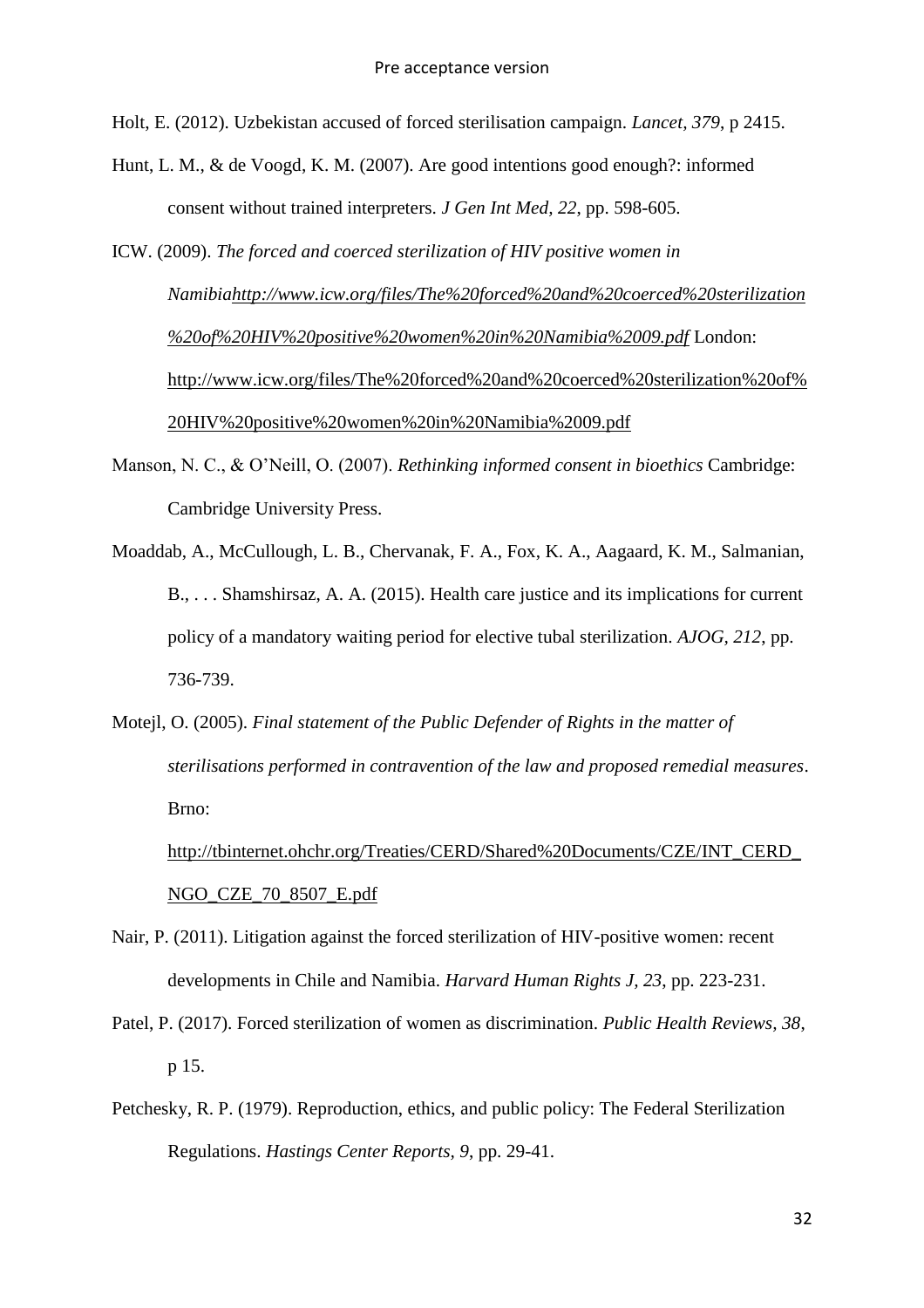Holt, E. (2012). Uzbekistan accused of forced sterilisation campaign. *Lancet, 379*, p 2415.

Hunt, L. M., & de Voogd, K. M. (2007). Are good intentions good enough?: informed consent without trained interpreters. *J Gen Int Med, 22*, pp. 598-605.

ICW. (2009). *The forced and coerced sterilization of HIV positive women in Namibia[http://www.icw.org/files/The%20forced%20and%20coerced%20sterilization%20of%20HIV%20positive%20women%20in%20Namibia%2009.pdf](http://www.icw.org/files/The%20forced%20and%20coerced%20sterilization%20of%20HIV%20positive%20women%20in%20Namibia%2009.pdf)* London: [http://www.icw.org/files/The%20forced%20and%20coerced%20sterilization%20of%20HIV%20positive%20women%20in%20Namibia%2009.pdf](http://www.icw.org/files/The%20forced%20and%20coerced%20sterilization%20of%20HIV%20positive%20women%20in%20Namibia%2009.pdf)

Manson, N. C., & O'Neill, O. (2007). *Rethinking informed consent in bioethics* Cambridge: Cambridge University Press.

Moaddab, A., McCullough, L. B., Chervanak, F. A., Fox, K. A., Aagaard, K. M., Salmanian, B., . . . Shamshirsaz, A. A. (2015). Health care justice and its implications for current policy of a mandatory waiting period for elective tubal sterilization. *AJOG, 212*, pp. 736-739.

Motejl, O. (2005). *Final statement of the Public Defender of Rights in the matter of sterilisations performed in contravention of the law and proposed remedial measures*. Brno: [http://tbinternet.ohchr.org/Treaties/CERD/Shared%20Documents/CZE/INT_CERD_NGO_CZE_70_8507_E.pdf](http://tbinternet.ohchr.org/Treaties/CERD/Shared%20Documents/CZE/INT_CERD_NGO_CZE_70_8507_E.pdf)

Nair, P. (2011). Litigation against the forced sterilization of HIV-positive women: recent developments in Chile and Namibia. *Harvard Human Rights J, 23*, pp. 223-231.

Patel, P. (2017). Forced sterilization of women as discrimination. *Public Health Reviews, 38*, p 15.

Petchesky, R. P. (1979). Reproduction, ethics, and public policy: The Federal Sterilization Regulations. *Hastings Center Reports, 9*, pp. 29-41.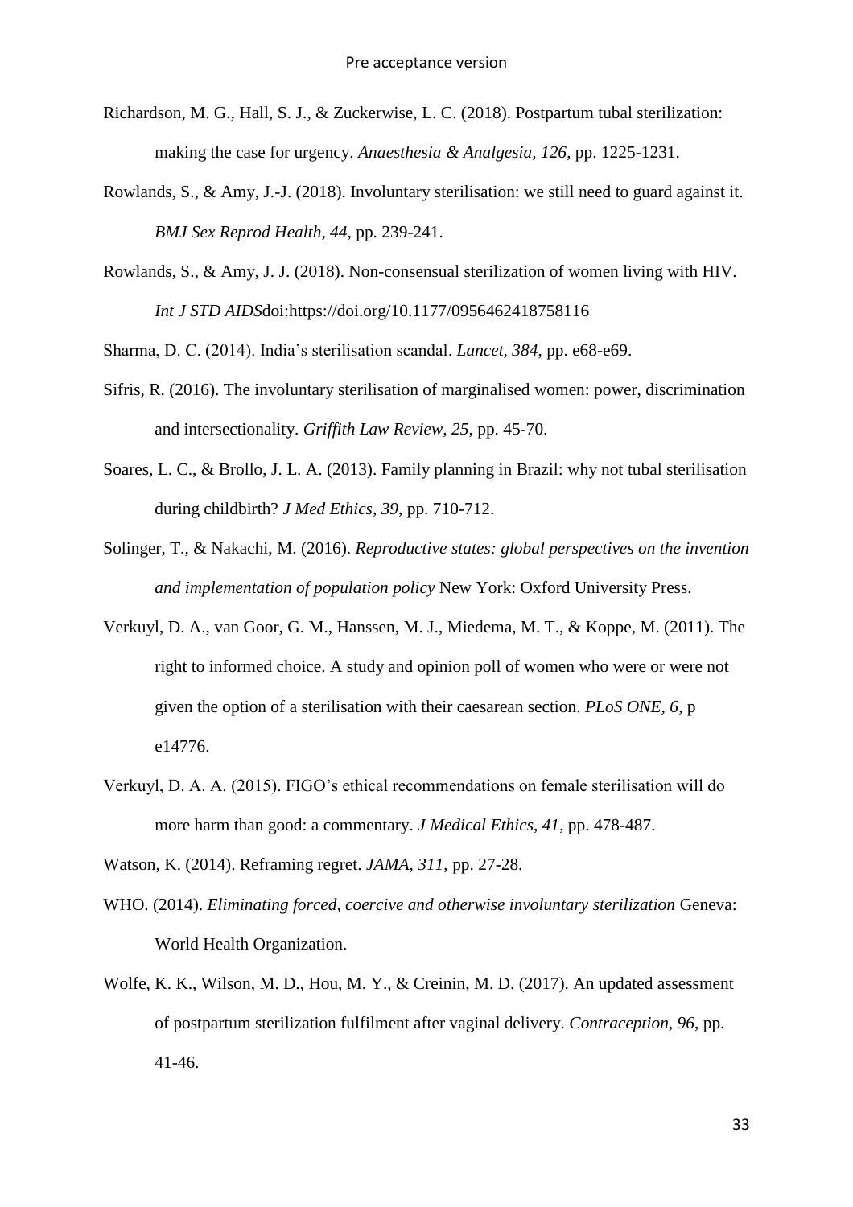Richardson, M. G., Hall, S. J., & Zuckerwise, L. C. (2018). Postpartum tubal sterilization: making the case for urgency. *Anaesthesia & Analgesia, 126*, pp. 1225-1231.

Rowlands, S., & Amy, J.-J. (2018). Involuntary sterilisation: we still need to guard against it. *BMJ Sex Reprod Health, 44*, pp. 239-241.

Rowlands, S., & Amy, J. J. (2018). Non-consensual sterilization of women living with HIV. *Int J STD AIDS*doi:https://doi.org/10.1177/0956462418758116

Sharma, D. C. (2014). India's sterilisation scandal. *Lancet, 384*, pp. e68-e69.

Sifris, R. (2016). The involuntary sterilisation of marginalised women: power, discrimination and intersectionality. *Griffith Law Review, 25*, pp. 45-70.

Soares, L. C., & Brollo, J. L. A. (2013). Family planning in Brazil: why not tubal sterilisation during childbirth? *J Med Ethics, 39*, pp. 710-712.

Solinger, T., & Nakachi, M. (2016). *Reproductive states: global perspectives on the invention and implementation of population policy* New York: Oxford University Press.

Verkuyl, D. A., van Goor, G. M., Hanssen, M. J., Miedema, M. T., & Koppe, M. (2011). The right to informed choice. A study and opinion poll of women who were or were not given the option of a sterilisation with their caesarean section. *PLoS ONE, 6*, p e14776.

Verkuyl, D. A. A. (2015). FIGO's ethical recommendations on female sterilisation will do more harm than good: a commentary. *J Medical Ethics, 41*, pp. 478-487.

Watson, K. (2014). Reframing regret. *JAMA, 311*, pp. 27-28.

WHO. (2014). *Eliminating forced, coercive and otherwise involuntary sterilization* Geneva: World Health Organization.

Wolfe, K. K., Wilson, M. D., Hou, M. Y., & Creinin, M. D. (2017). An updated assessment of postpartum sterilization fulfilment after vaginal delivery. *Contraception, 96*, pp. 41-46.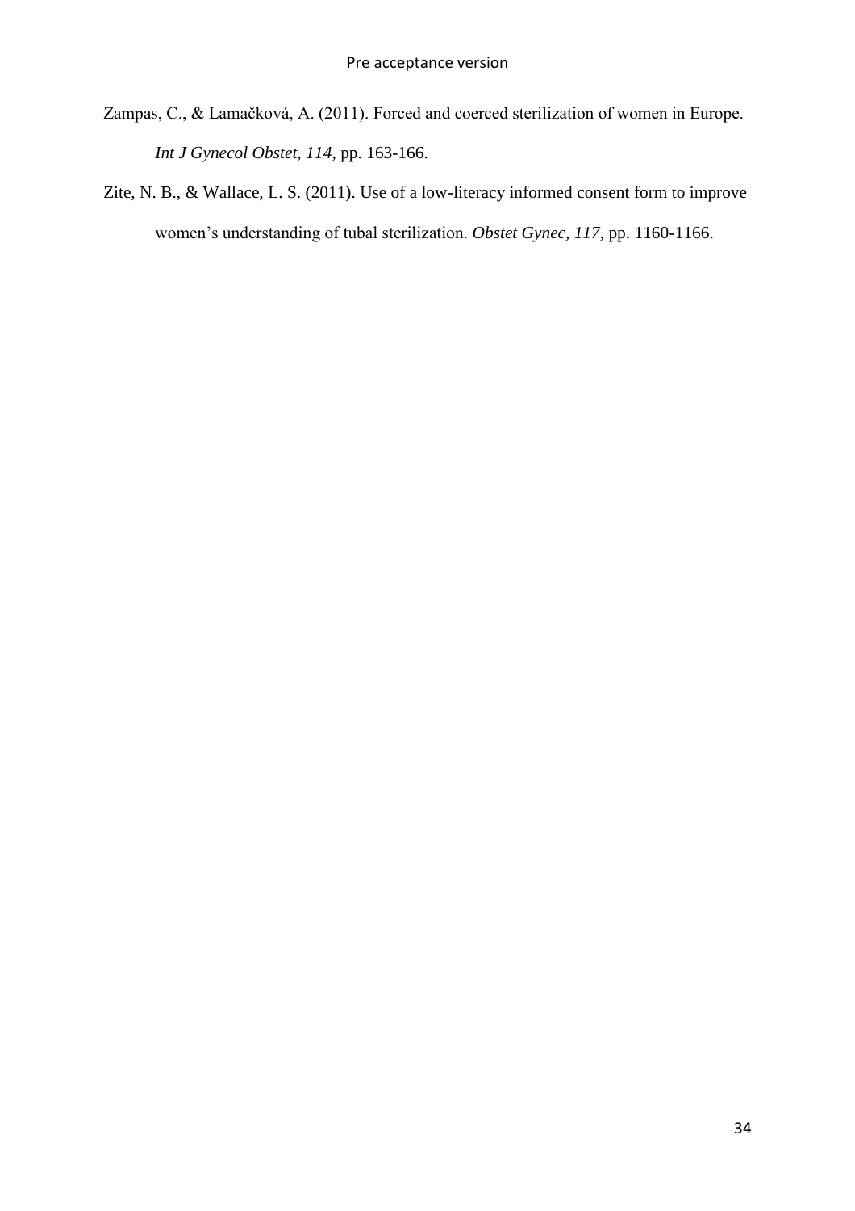Zampas, C., & Lamačková, A. (2011). Forced and coerced sterilization of women in Europe. *Int J Gynecol Obstet, 114*, pp. 163-166.

Zite, N. B., & Wallace, L. S. (2011). Use of a low-literacy informed consent form to improve women's understanding of tubal sterilization. *Obstet Gynec, 117*, pp. 1160-1166.